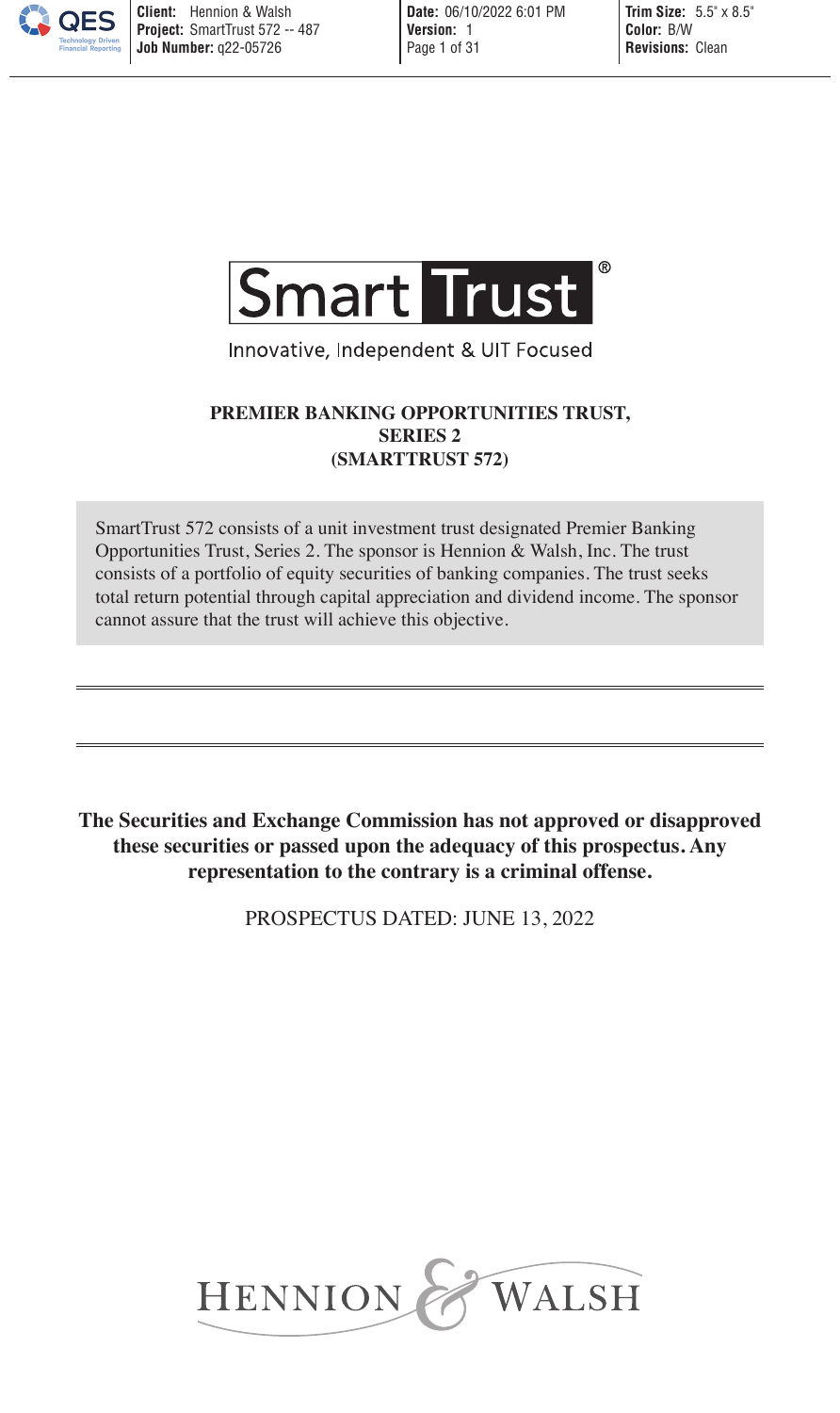Smart Trust®

Innovative, Independent & UIT Focused

# PREMIER BANKING OPPORTUNITIES TRUST, SERIES 2 (SMARTTRUST 572)

SmartTrust 572 consists of a unit investment trust designated Premier Banking Opportunities Trust, Series 2. The sponsor is Hennion & Walsh, Inc. The trust consists of a portfolio of equity securities of banking companies. The trust seeks total return potential through capital appreciation and dividend income. The sponsor cannot assure that the trust will achieve this objective.

**The Securities and Exchange Commission has not approved or disapproved these securities or passed upon the adequacy of this prospectus. Any representation to the contrary is a criminal offense.**

PROSPECTUS DATED: JUNE 13, 2022

HENNION & WALSH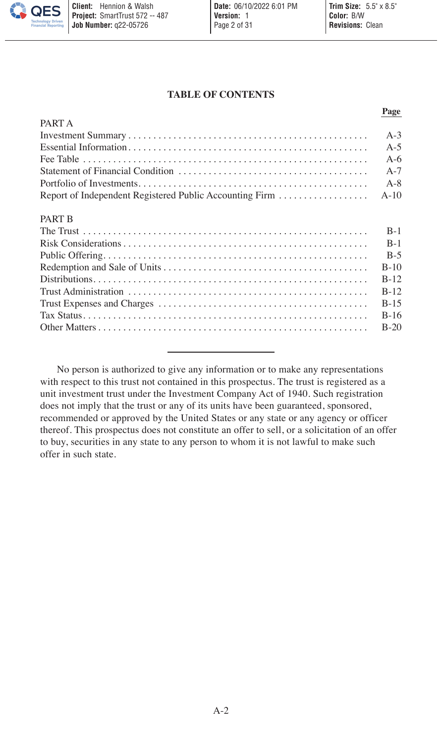# TABLE OF CONTENTS

| | Page |
|---|---|
| **PART A** | |
| Investment Summary | A-3 |
| Essential Information | A-5 |
| Fee Table | A-6 |
| Statement of Financial Condition | A-7 |
| Portfolio of Investments | A-8 |
| Report of Independent Registered Public Accounting Firm | A-10 |
| **PART B** | |
| The Trust | B-1 |
| Risk Considerations | B-1 |
| Public Offering | B-5 |
| Redemption and Sale of Units | B-10 |
| Distributions | B-12 |
| Trust Administration | B-12 |
| Trust Expenses and Charges | B-15 |
| Tax Status | B-16 |
| Other Matters | B-20 |

---

No person is authorized to give any information or to make any representations with respect to this trust not contained in this prospectus. The trust is registered as a unit investment trust under the Investment Company Act of 1940. Such registration does not imply that the trust or any of its units have been guaranteed, sponsored, recommended or approved by the United States or any state or any agency or officer thereof. This prospectus does not constitute an offer to sell, or a solicitation of an offer to buy, securities in any state to any person to whom it is not lawful to make such offer in such state.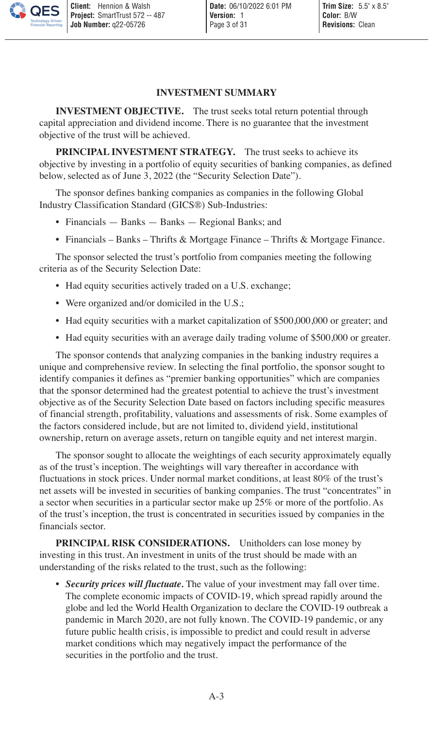## INVESTMENT SUMMARY

**INVESTMENT OBJECTIVE.** The trust seeks total return potential through capital appreciation and dividend income. There is no guarantee that the investment objective of the trust will be achieved.

**PRINCIPAL INVESTMENT STRATEGY.** The trust seeks to achieve its objective by investing in a portfolio of equity securities of banking companies, as defined below, selected as of June 3, 2022 (the "Security Selection Date").

The sponsor defines banking companies as companies in the following Global Industry Classification Standard (GICS®) Sub-Industries:

- Financials — Banks — Banks — Regional Banks; and
- Financials – Banks – Thrifts & Mortgage Finance – Thrifts & Mortgage Finance.

The sponsor selected the trust's portfolio from companies meeting the following criteria as of the Security Selection Date:

- Had equity securities actively traded on a U.S. exchange;
- Were organized and/or domiciled in the U.S.;
- Had equity securities with a market capitalization of $500,000,000 or greater; and
- Had equity securities with an average daily trading volume of $500,000 or greater.

The sponsor contends that analyzing companies in the banking industry requires a unique and comprehensive review. In selecting the final portfolio, the sponsor sought to identify companies it defines as "premier banking opportunities" which are companies that the sponsor determined had the greatest potential to achieve the trust's investment objective as of the Security Selection Date based on factors including specific measures of financial strength, profitability, valuations and assessments of risk. Some examples of the factors considered include, but are not limited to, dividend yield, institutional ownership, return on average assets, return on tangible equity and net interest margin.

The sponsor sought to allocate the weightings of each security approximately equally as of the trust's inception. The weightings will vary thereafter in accordance with fluctuations in stock prices. Under normal market conditions, at least 80% of the trust's net assets will be invested in securities of banking companies. The trust "concentrates" in a sector when securities in a particular sector make up 25% or more of the portfolio. As of the trust's inception, the trust is concentrated in securities issued by companies in the financials sector.

**PRINCIPAL RISK CONSIDERATIONS.** Unitholders can lose money by investing in this trust. An investment in units of the trust should be made with an understanding of the risks related to the trust, such as the following:

- ***Security prices will fluctuate.*** The value of your investment may fall over time. The complete economic impacts of COVID-19, which spread rapidly around the globe and led the World Health Organization to declare the COVID-19 outbreak a pandemic in March 2020, are not fully known. The COVID-19 pandemic, or any future public health crisis, is impossible to predict and could result in adverse market conditions which may negatively impact the performance of the securities in the portfolio and the trust.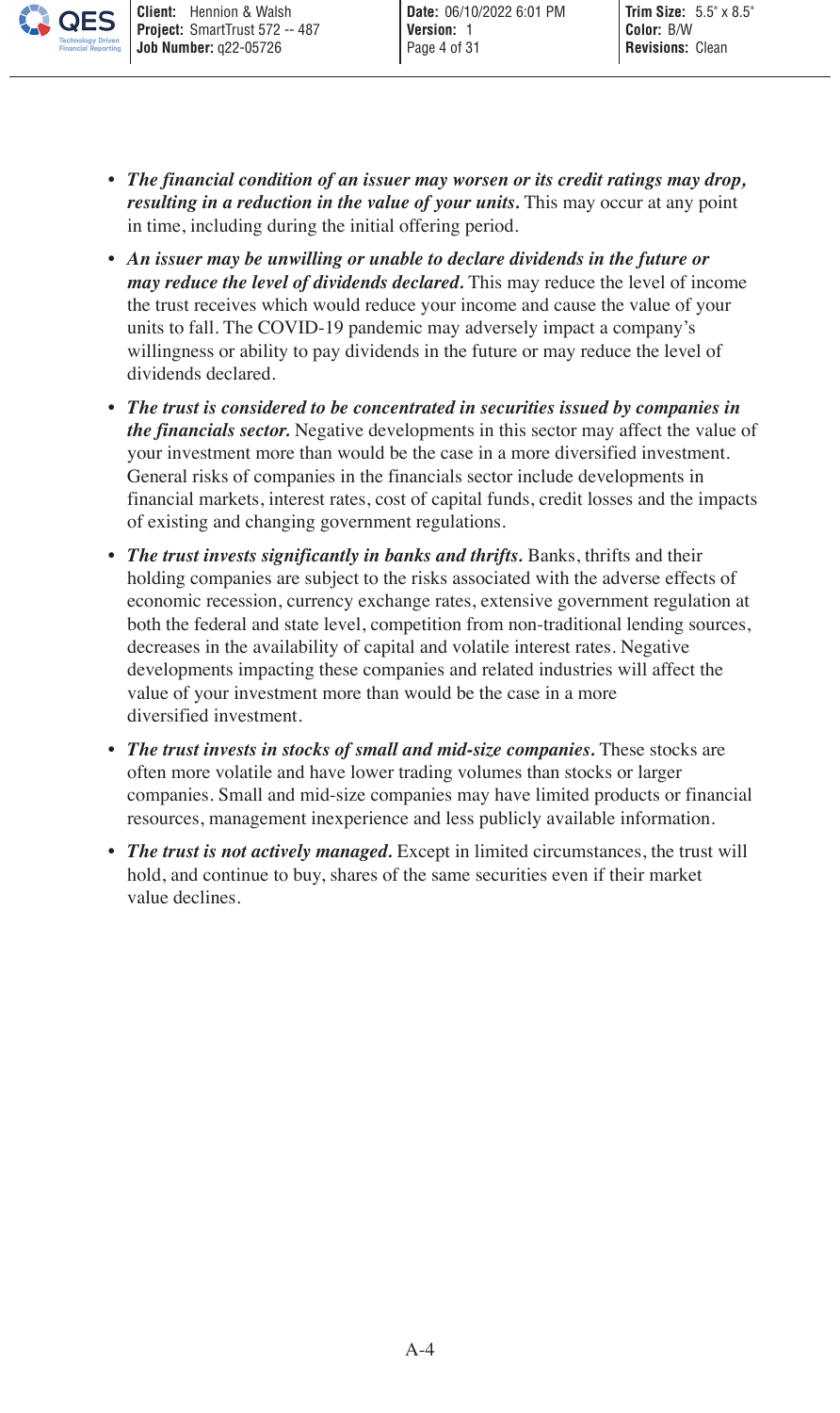- ***The financial condition of an issuer may worsen or its credit ratings may drop, resulting in a reduction in the value of your units.*** This may occur at any point in time, including during the initial offering period.
- ***An issuer may be unwilling or unable to declare dividends in the future or may reduce the level of dividends declared.*** This may reduce the level of income the trust receives which would reduce your income and cause the value of your units to fall. The COVID-19 pandemic may adversely impact a company's willingness or ability to pay dividends in the future or may reduce the level of dividends declared.
- ***The trust is considered to be concentrated in securities issued by companies in the financials sector.*** Negative developments in this sector may affect the value of your investment more than would be the case in a more diversified investment. General risks of companies in the financials sector include developments in financial markets, interest rates, cost of capital funds, credit losses and the impacts of existing and changing government regulations.
- ***The trust invests significantly in banks and thrifts.*** Banks, thrifts and their holding companies are subject to the risks associated with the adverse effects of economic recession, currency exchange rates, extensive government regulation at both the federal and state level, competition from non-traditional lending sources, decreases in the availability of capital and volatile interest rates. Negative developments impacting these companies and related industries will affect the value of your investment more than would be the case in a more diversified investment.
- ***The trust invests in stocks of small and mid-size companies.*** These stocks are often more volatile and have lower trading volumes than stocks or larger companies. Small and mid-size companies may have limited products or financial resources, management inexperience and less publicly available information.
- ***The trust is not actively managed.*** Except in limited circumstances, the trust will hold, and continue to buy, shares of the same securities even if their market value declines.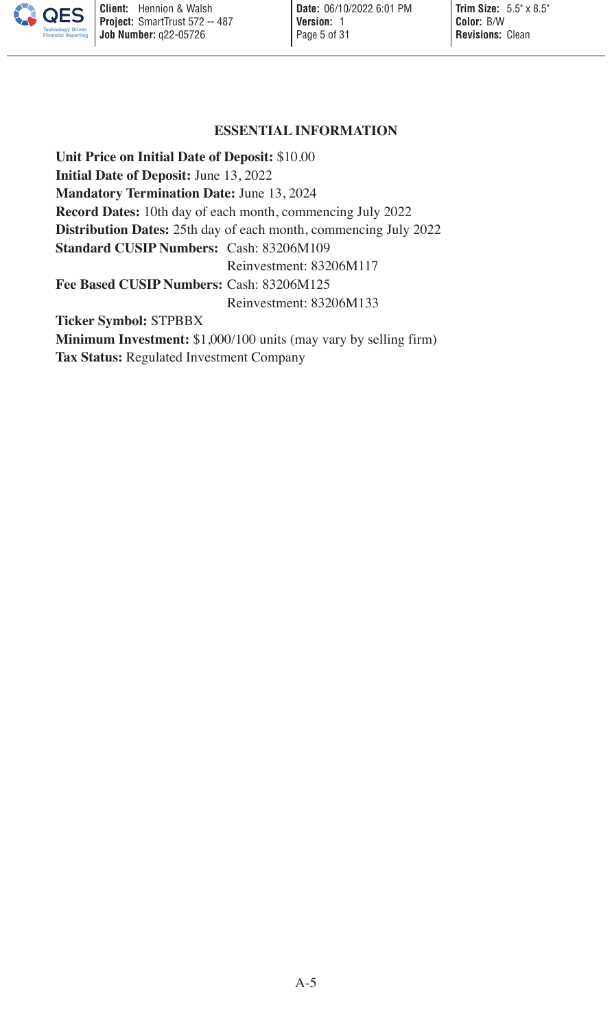## ESSENTIAL INFORMATION

**Unit Price on Initial Date of Deposit:** $10.00
**Initial Date of Deposit:** June 13, 2022
**Mandatory Termination Date:** June 13, 2024
**Record Dates:** 10th day of each month, commencing July 2022
**Distribution Dates:** 25th day of each month, commencing July 2022
**Standard CUSIP Numbers:** Cash: 83206M109
Reinvestment: 83206M117
**Fee Based CUSIP Numbers:** Cash: 83206M125
Reinvestment: 83206M133
**Ticker Symbol:** STPBBX
**Minimum Investment:** $1,000/100 units (may vary by selling firm)
**Tax Status:** Regulated Investment Company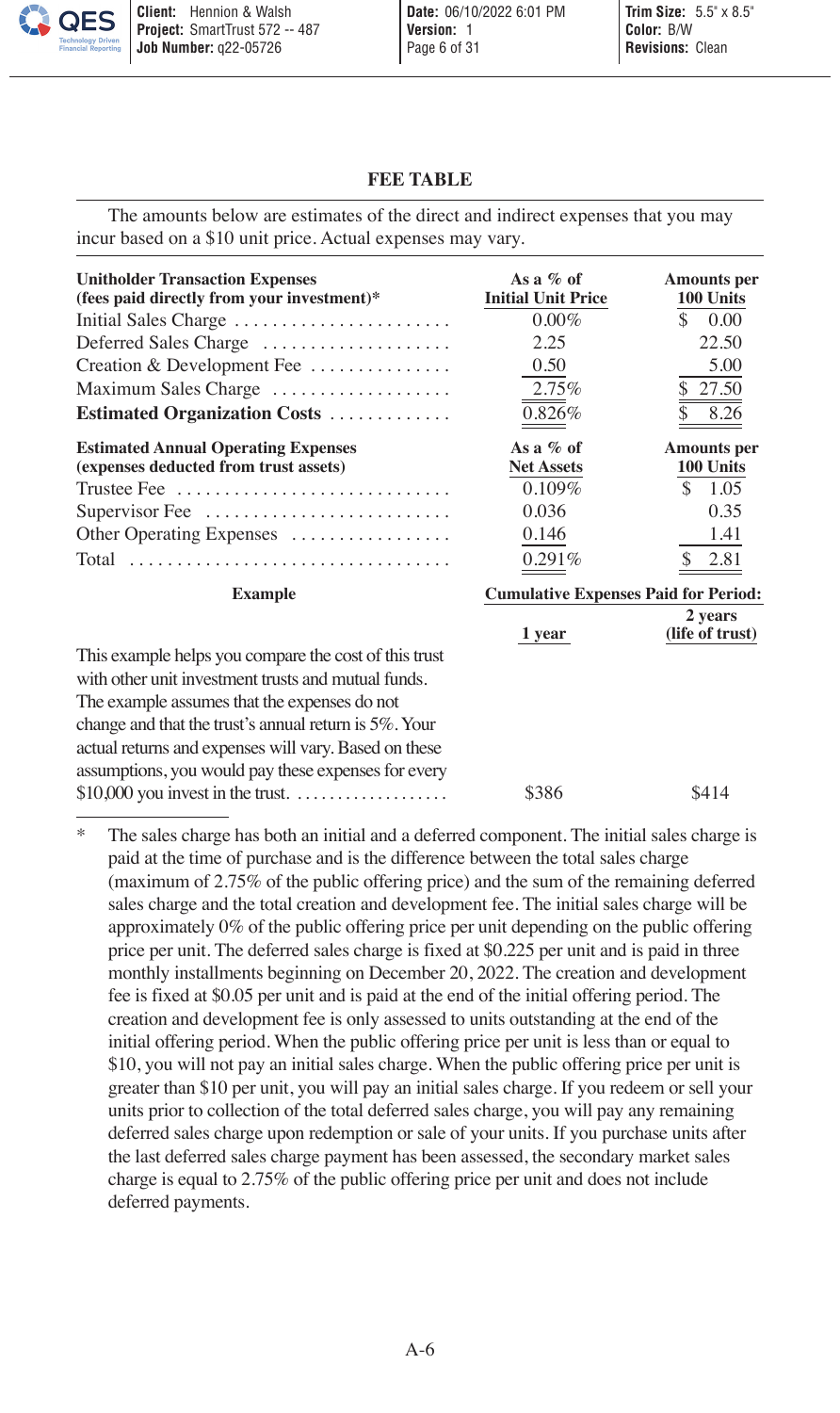## FEE TABLE

The amounts below are estimates of the direct and indirect expenses that you may incur based on a $10 unit price. Actual expenses may vary.

| **Unitholder Transaction Expenses (fees paid directly from your investment)*** | **As a % of Initial Unit Price** | **Amounts per 100 Units** |
|---|---|---|
| Initial Sales Charge | 0.00% | $ 0.00 |
| Deferred Sales Charge | 2.25 | 22.50 |
| Creation & Development Fee | 0.50 | 5.00 |
| Maximum Sales Charge | 2.75% | $ 27.50 |
| **Estimated Organization Costs** | 0.826% | $ 8.26 |
| **Estimated Annual Operating Expenses (expenses deducted from trust assets)** | **As a % of Net Assets** | **Amounts per 100 Units** |
| Trustee Fee | 0.109% | $ 1.05 |
| Supervisor Fee | 0.036 | 0.35 |
| Other Operating Expenses | 0.146 | 1.41 |
| Total | 0.291% | $ 2.81 |

| **Example** | **Cumulative Expenses Paid for Period:** | |
|---|---|---|
| | **1 year** | **2 years (life of trust)** |
| This example helps you compare the cost of this trust with other unit investment trusts and mutual funds. The example assumes that the expenses do not change and that the trust's annual return is 5%. Your actual returns and expenses will vary. Based on these assumptions, you would pay these expenses for every $10,000 you invest in the trust. | $386 | $414 |

\* The sales charge has both an initial and a deferred component. The initial sales charge is paid at the time of purchase and is the difference between the total sales charge (maximum of 2.75% of the public offering price) and the sum of the remaining deferred sales charge and the total creation and development fee. The initial sales charge will be approximately 0% of the public offering price per unit depending on the public offering price per unit. The deferred sales charge is fixed at $0.225 per unit and is paid in three monthly installments beginning on December 20, 2022. The creation and development fee is fixed at $0.05 per unit and is paid at the end of the initial offering period. The creation and development fee is only assessed to units outstanding at the end of the initial offering period. When the public offering price per unit is less than or equal to $10, you will not pay an initial sales charge. When the public offering price per unit is greater than $10 per unit, you will pay an initial sales charge. If you redeem or sell your units prior to collection of the total deferred sales charge, you will pay any remaining deferred sales charge upon redemption or sale of your units. If you purchase units after the last deferred sales charge payment has been assessed, the secondary market sales charge is equal to 2.75% of the public offering price per unit and does not include deferred payments.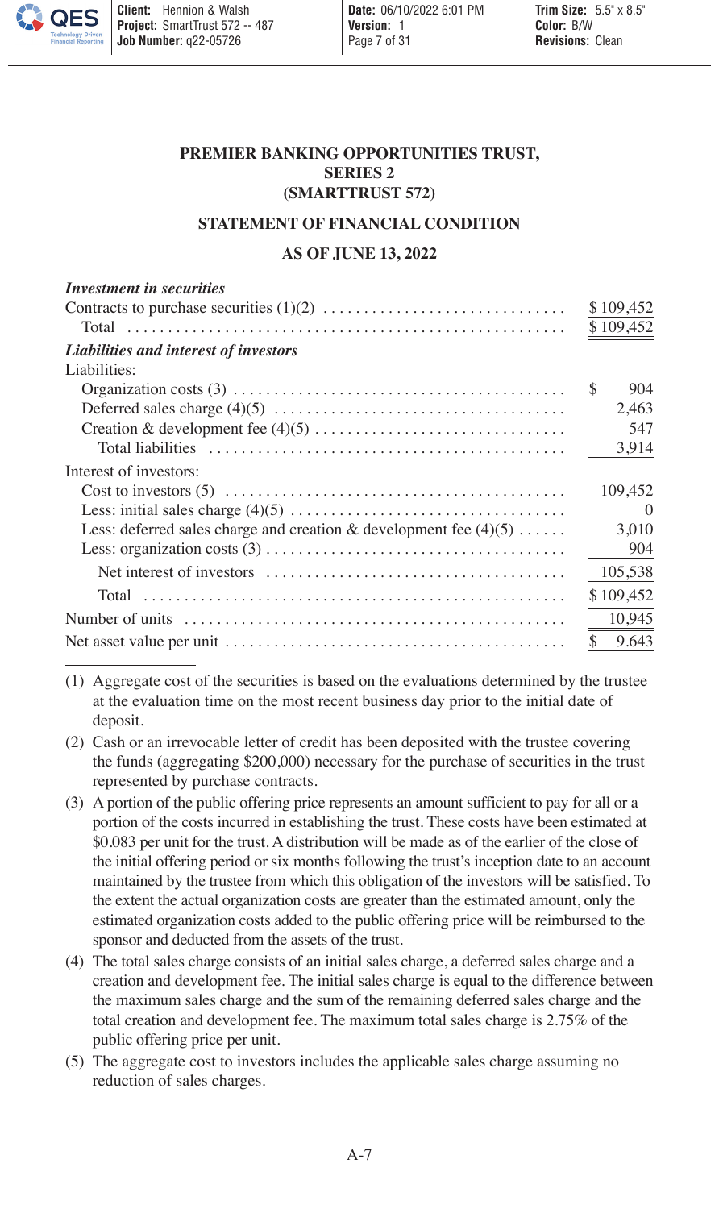**PREMIER BANKING OPPORTUNITIES TRUST,**
**SERIES 2**
**(SMARTTRUST 572)**

**STATEMENT OF FINANCIAL CONDITION**

**AS OF JUNE 13, 2022**

| | |
|---|---|
| ***Investment in securities*** | |
| Contracts to purchase securities (1)(2) | $ 109,452 |
| Total | $ 109,452 |
| ***Liabilities and interest of investors*** | |
| Liabilities: | |
| Organization costs (3) | $ 904 |
| Deferred sales charge (4)(5) | 2,463 |
| Creation & development fee (4)(5) | 547 |
| Total liabilities | 3,914 |
| Interest of investors: | |
| Cost to investors (5) | 109,452 |
| Less: initial sales charge (4)(5) | 0 |
| Less: deferred sales charge and creation & development fee (4)(5) | 3,010 |
| Less: organization costs (3) | 904 |
| Net interest of investors | 105,538 |
| Total | $ 109,452 |
| Number of units | 10,945 |
| Net asset value per unit | $ 9.643 |

(1) Aggregate cost of the securities is based on the evaluations determined by the trustee at the evaluation time on the most recent business day prior to the initial date of deposit.

(2) Cash or an irrevocable letter of credit has been deposited with the trustee covering the funds (aggregating $200,000) necessary for the purchase of securities in the trust represented by purchase contracts.

(3) A portion of the public offering price represents an amount sufficient to pay for all or a portion of the costs incurred in establishing the trust. These costs have been estimated at $0.083 per unit for the trust. A distribution will be made as of the earlier of the close of the initial offering period or six months following the trust's inception date to an account maintained by the trustee from which this obligation of the investors will be satisfied. To the extent the actual organization costs are greater than the estimated amount, only the estimated organization costs added to the public offering price will be reimbursed to the sponsor and deducted from the assets of the trust.

(4) The total sales charge consists of an initial sales charge, a deferred sales charge and a creation and development fee. The initial sales charge is equal to the difference between the maximum sales charge and the sum of the remaining deferred sales charge and the total creation and development fee. The maximum total sales charge is 2.75% of the public offering price per unit.

(5) The aggregate cost to investors includes the applicable sales charge assuming no reduction of sales charges.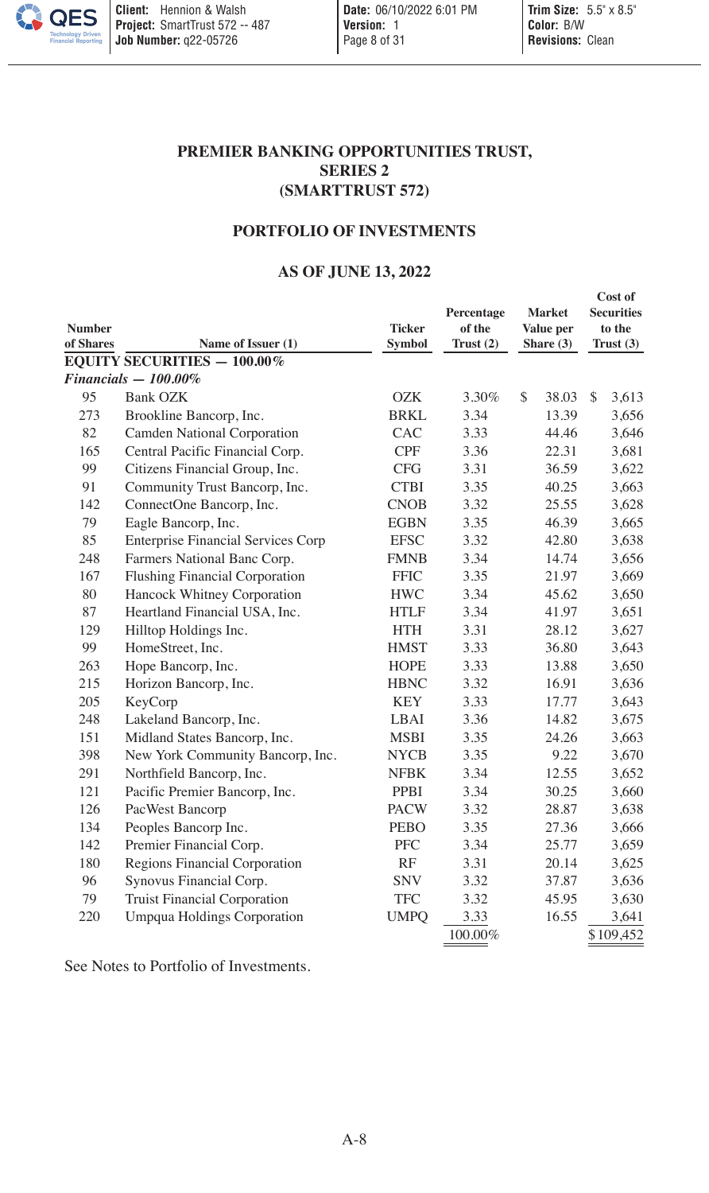**PREMIER BANKING OPPORTUNITIES TRUST,**
**SERIES 2**
**(SMARTTRUST 572)**

**PORTFOLIO OF INVESTMENTS**

**AS OF JUNE 13, 2022**

| Number of Shares | Name of Issuer (1) | Ticker Symbol | Percentage of the Trust (2) | Market Value per Share (3) | Cost of Securities to the Trust (3) |
|---|---|---|---|---|---|
| **EQUITY SECURITIES — 100.00%** | | | | | |
| ***Financials — 100.00%*** | | | | | |
| 95 | Bank OZK | OZK | 3.30% | $ 38.03 | $ 3,613 |
| 273 | Brookline Bancorp, Inc. | BRKL | 3.34 | 13.39 | 3,656 |
| 82 | Camden National Corporation | CAC | 3.33 | 44.46 | 3,646 |
| 165 | Central Pacific Financial Corp. | CPF | 3.36 | 22.31 | 3,681 |
| 99 | Citizens Financial Group, Inc. | CFG | 3.31 | 36.59 | 3,622 |
| 91 | Community Trust Bancorp, Inc. | CTBI | 3.35 | 40.25 | 3,663 |
| 142 | ConnectOne Bancorp, Inc. | CNOB | 3.32 | 25.55 | 3,628 |
| 79 | Eagle Bancorp, Inc. | EGBN | 3.35 | 46.39 | 3,665 |
| 85 | Enterprise Financial Services Corp | EFSC | 3.32 | 42.80 | 3,638 |
| 248 | Farmers National Banc Corp. | FMNB | 3.34 | 14.74 | 3,656 |
| 167 | Flushing Financial Corporation | FFIC | 3.35 | 21.97 | 3,669 |
| 80 | Hancock Whitney Corporation | HWC | 3.34 | 45.62 | 3,650 |
| 87 | Heartland Financial USA, Inc. | HTLF | 3.34 | 41.97 | 3,651 |
| 129 | Hilltop Holdings Inc. | HTH | 3.31 | 28.12 | 3,627 |
| 99 | HomeStreet, Inc. | HMST | 3.33 | 36.80 | 3,643 |
| 263 | Hope Bancorp, Inc. | HOPE | 3.33 | 13.88 | 3,650 |
| 215 | Horizon Bancorp, Inc. | HBNC | 3.32 | 16.91 | 3,636 |
| 205 | KeyCorp | KEY | 3.33 | 17.77 | 3,643 |
| 248 | Lakeland Bancorp, Inc. | LBAI | 3.36 | 14.82 | 3,675 |
| 151 | Midland States Bancorp, Inc. | MSBI | 3.35 | 24.26 | 3,663 |
| 398 | New York Community Bancorp, Inc. | NYCB | 3.35 | 9.22 | 3,670 |
| 291 | Northfield Bancorp, Inc. | NFBK | 3.34 | 12.55 | 3,652 |
| 121 | Pacific Premier Bancorp, Inc. | PPBI | 3.34 | 30.25 | 3,660 |
| 126 | PacWest Bancorp | PACW | 3.32 | 28.87 | 3,638 |
| 134 | Peoples Bancorp Inc. | PEBO | 3.35 | 27.36 | 3,666 |
| 142 | Premier Financial Corp. | PFC | 3.34 | 25.77 | 3,659 |
| 180 | Regions Financial Corporation | RF | 3.31 | 20.14 | 3,625 |
| 96 | Synovus Financial Corp. | SNV | 3.32 | 37.87 | 3,636 |
| 79 | Truist Financial Corporation | TFC | 3.32 | 45.95 | 3,630 |
| 220 | Umpqua Holdings Corporation | UMPQ | 3.33 | 16.55 | 3,641 |
| | | | 100.00% | | $109,452 |

See Notes to Portfolio of Investments.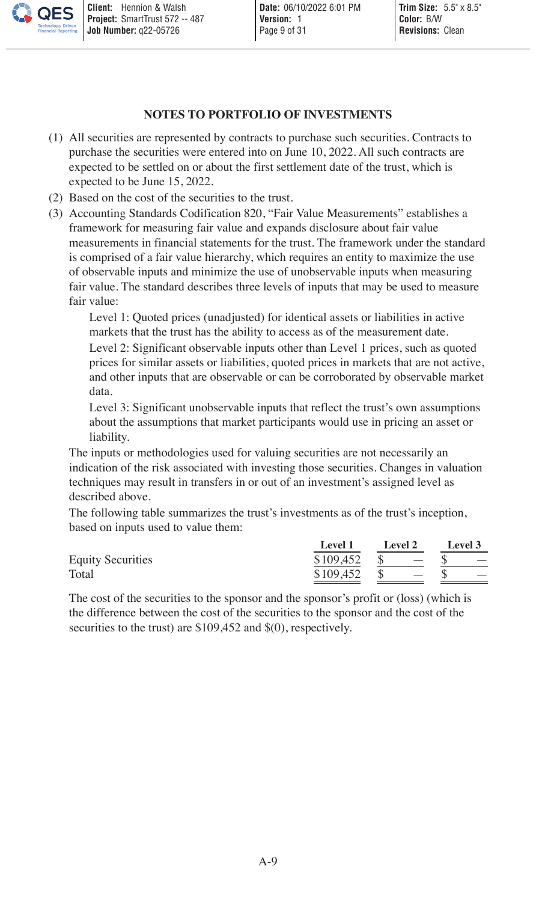## NOTES TO PORTFOLIO OF INVESTMENTS

(1) All securities are represented by contracts to purchase such securities. Contracts to purchase the securities were entered into on June 10, 2022. All such contracts are expected to be settled on or about the first settlement date of the trust, which is expected to be June 15, 2022.

(2) Based on the cost of the securities to the trust.

(3) Accounting Standards Codification 820, "Fair Value Measurements" establishes a framework for measuring fair value and expands disclosure about fair value measurements in financial statements for the trust. The framework under the standard is comprised of a fair value hierarchy, which requires an entity to maximize the use of observable inputs and minimize the use of unobservable inputs when measuring fair value. The standard describes three levels of inputs that may be used to measure fair value:

   Level 1: Quoted prices (unadjusted) for identical assets or liabilities in active markets that the trust has the ability to access as of the measurement date.

   Level 2: Significant observable inputs other than Level 1 prices, such as quoted prices for similar assets or liabilities, quoted prices in markets that are not active, and other inputs that are observable or can be corroborated by observable market data.

   Level 3: Significant unobservable inputs that reflect the trust's own assumptions about the assumptions that market participants would use in pricing an asset or liability.

   The inputs or methodologies used for valuing securities are not necessarily an indication of the risk associated with investing those securities. Changes in valuation techniques may result in transfers in or out of an investment's assigned level as described above.

   The following table summarizes the trust's investments as of the trust's inception, based on inputs used to value them:

| | Level 1 | Level 2 | Level 3 |
|---|---|---|---|
| Equity Securities | $109,452 | $ — | $ — |
| Total | $109,452 | $ — | $ — |

   The cost of the securities to the sponsor and the sponsor's profit or (loss) (which is the difference between the cost of the securities to the sponsor and the cost of the securities to the trust) are $109,452 and $(0), respectively.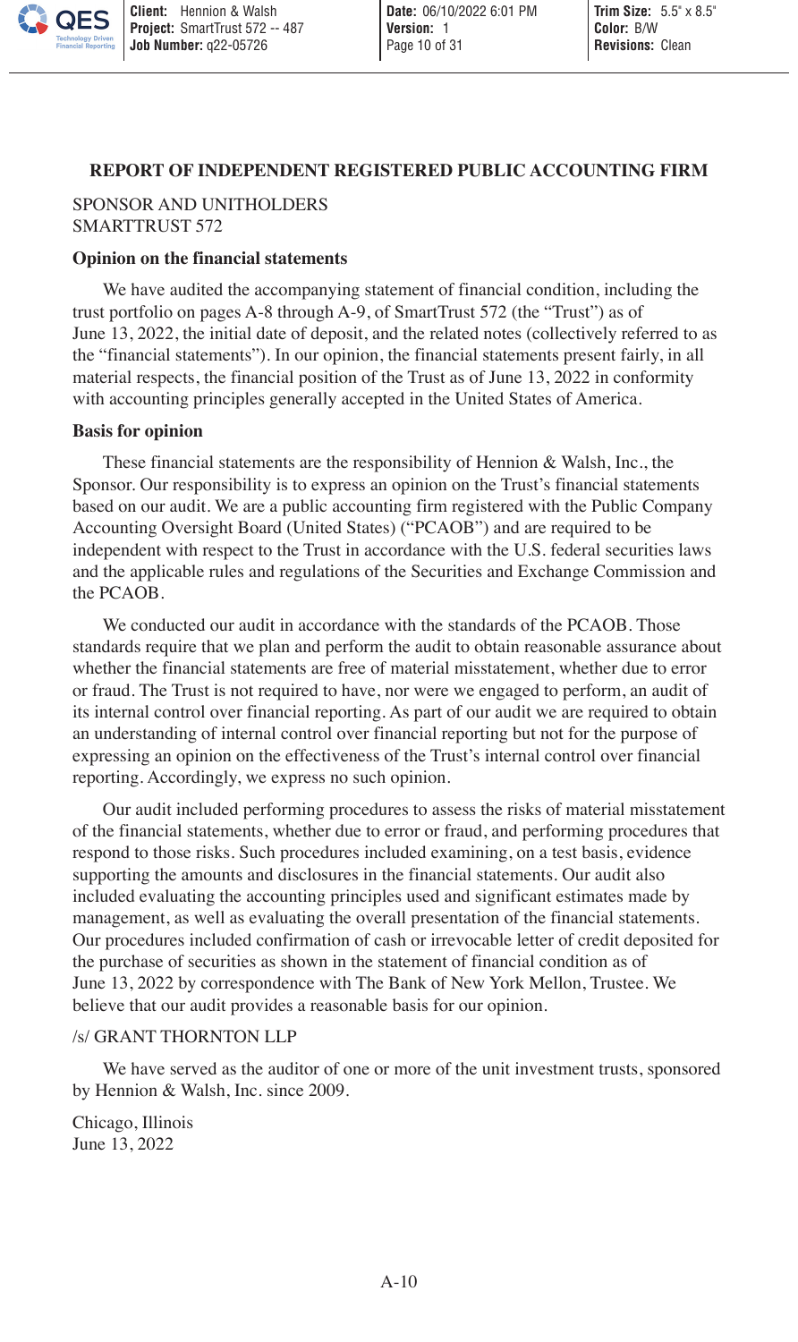## REPORT OF INDEPENDENT REGISTERED PUBLIC ACCOUNTING FIRM

SPONSOR AND UNITHOLDERS
SMARTTRUST 572

**Opinion on the financial statements**

We have audited the accompanying statement of financial condition, including the trust portfolio on pages A-8 through A-9, of SmartTrust 572 (the "Trust") as of June 13, 2022, the initial date of deposit, and the related notes (collectively referred to as the "financial statements"). In our opinion, the financial statements present fairly, in all material respects, the financial position of the Trust as of June 13, 2022 in conformity with accounting principles generally accepted in the United States of America.

**Basis for opinion**

These financial statements are the responsibility of Hennion & Walsh, Inc., the Sponsor. Our responsibility is to express an opinion on the Trust's financial statements based on our audit. We are a public accounting firm registered with the Public Company Accounting Oversight Board (United States) ("PCAOB") and are required to be independent with respect to the Trust in accordance with the U.S. federal securities laws and the applicable rules and regulations of the Securities and Exchange Commission and the PCAOB.

We conducted our audit in accordance with the standards of the PCAOB. Those standards require that we plan and perform the audit to obtain reasonable assurance about whether the financial statements are free of material misstatement, whether due to error or fraud. The Trust is not required to have, nor were we engaged to perform, an audit of its internal control over financial reporting. As part of our audit we are required to obtain an understanding of internal control over financial reporting but not for the purpose of expressing an opinion on the effectiveness of the Trust's internal control over financial reporting. Accordingly, we express no such opinion.

Our audit included performing procedures to assess the risks of material misstatement of the financial statements, whether due to error or fraud, and performing procedures that respond to those risks. Such procedures included examining, on a test basis, evidence supporting the amounts and disclosures in the financial statements. Our audit also included evaluating the accounting principles used and significant estimates made by management, as well as evaluating the overall presentation of the financial statements. Our procedures included confirmation of cash or irrevocable letter of credit deposited for the purchase of securities as shown in the statement of financial condition as of June 13, 2022 by correspondence with The Bank of New York Mellon, Trustee. We believe that our audit provides a reasonable basis for our opinion.

/s/ GRANT THORNTON LLP

We have served as the auditor of one or more of the unit investment trusts, sponsored by Hennion & Walsh, Inc. since 2009.

Chicago, Illinois
June 13, 2022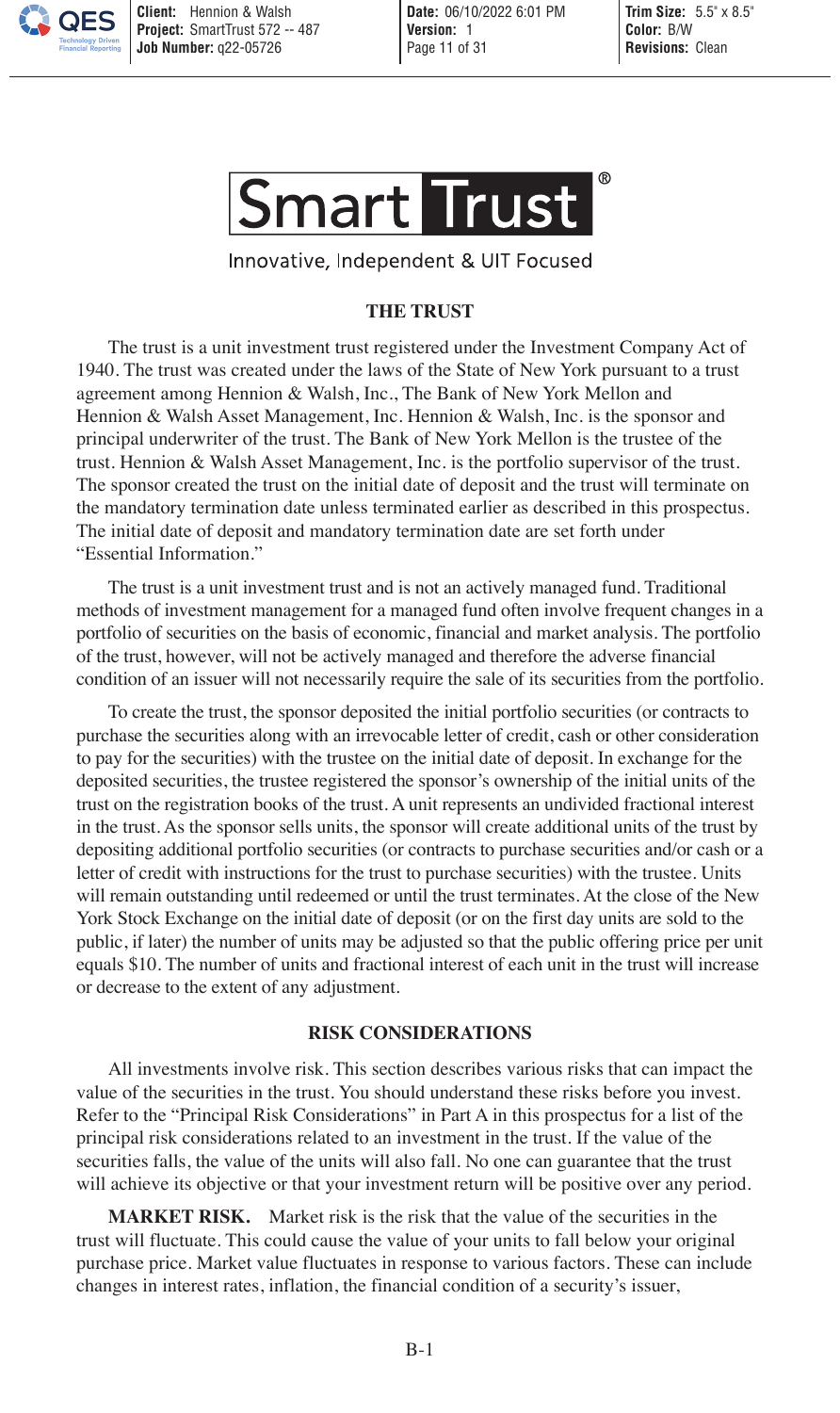Smart Trust®

Innovative, Independent & UIT Focused

## THE TRUST

The trust is a unit investment trust registered under the Investment Company Act of 1940. The trust was created under the laws of the State of New York pursuant to a trust agreement among Hennion & Walsh, Inc., The Bank of New York Mellon and Hennion & Walsh Asset Management, Inc. Hennion & Walsh, Inc. is the sponsor and principal underwriter of the trust. The Bank of New York Mellon is the trustee of the trust. Hennion & Walsh Asset Management, Inc. is the portfolio supervisor of the trust. The sponsor created the trust on the initial date of deposit and the trust will terminate on the mandatory termination date unless terminated earlier as described in this prospectus. The initial date of deposit and mandatory termination date are set forth under "Essential Information."

The trust is a unit investment trust and is not an actively managed fund. Traditional methods of investment management for a managed fund often involve frequent changes in a portfolio of securities on the basis of economic, financial and market analysis. The portfolio of the trust, however, will not be actively managed and therefore the adverse financial condition of an issuer will not necessarily require the sale of its securities from the portfolio.

To create the trust, the sponsor deposited the initial portfolio securities (or contracts to purchase the securities along with an irrevocable letter of credit, cash or other consideration to pay for the securities) with the trustee on the initial date of deposit. In exchange for the deposited securities, the trustee registered the sponsor's ownership of the initial units of the trust on the registration books of the trust. A unit represents an undivided fractional interest in the trust. As the sponsor sells units, the sponsor will create additional units of the trust by depositing additional portfolio securities (or contracts to purchase securities and/or cash or a letter of credit with instructions for the trust to purchase securities) with the trustee. Units will remain outstanding until redeemed or until the trust terminates. At the close of the New York Stock Exchange on the initial date of deposit (or on the first day units are sold to the public, if later) the number of units may be adjusted so that the public offering price per unit equals $10. The number of units and fractional interest of each unit in the trust will increase or decrease to the extent of any adjustment.

## RISK CONSIDERATIONS

All investments involve risk. This section describes various risks that can impact the value of the securities in the trust. You should understand these risks before you invest. Refer to the "Principal Risk Considerations" in Part A in this prospectus for a list of the principal risk considerations related to an investment in the trust. If the value of the securities falls, the value of the units will also fall. No one can guarantee that the trust will achieve its objective or that your investment return will be positive over any period.

**MARKET RISK.** Market risk is the risk that the value of the securities in the trust will fluctuate. This could cause the value of your units to fall below your original purchase price. Market value fluctuates in response to various factors. These can include changes in interest rates, inflation, the financial condition of a security's issuer,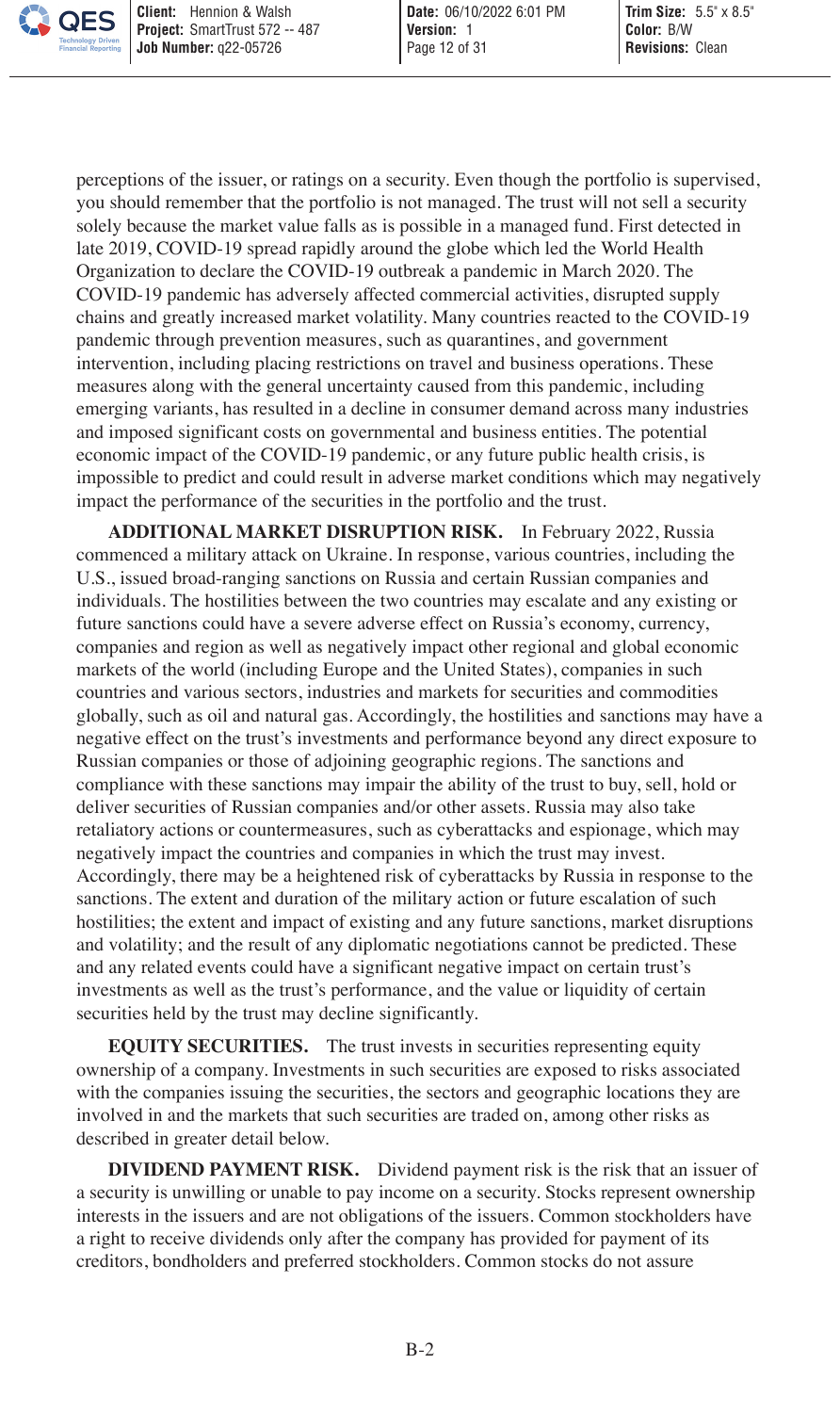perceptions of the issuer, or ratings on a security. Even though the portfolio is supervised, you should remember that the portfolio is not managed. The trust will not sell a security solely because the market value falls as is possible in a managed fund. First detected in late 2019, COVID-19 spread rapidly around the globe which led the World Health Organization to declare the COVID-19 outbreak a pandemic in March 2020. The COVID-19 pandemic has adversely affected commercial activities, disrupted supply chains and greatly increased market volatility. Many countries reacted to the COVID-19 pandemic through prevention measures, such as quarantines, and government intervention, including placing restrictions on travel and business operations. These measures along with the general uncertainty caused from this pandemic, including emerging variants, has resulted in a decline in consumer demand across many industries and imposed significant costs on governmental and business entities. The potential economic impact of the COVID-19 pandemic, or any future public health crisis, is impossible to predict and could result in adverse market conditions which may negatively impact the performance of the securities in the portfolio and the trust.

**ADDITIONAL MARKET DISRUPTION RISK.** In February 2022, Russia commenced a military attack on Ukraine. In response, various countries, including the U.S., issued broad-ranging sanctions on Russia and certain Russian companies and individuals. The hostilities between the two countries may escalate and any existing or future sanctions could have a severe adverse effect on Russia's economy, currency, companies and region as well as negatively impact other regional and global economic markets of the world (including Europe and the United States), companies in such countries and various sectors, industries and markets for securities and commodities globally, such as oil and natural gas. Accordingly, the hostilities and sanctions may have a negative effect on the trust's investments and performance beyond any direct exposure to Russian companies or those of adjoining geographic regions. The sanctions and compliance with these sanctions may impair the ability of the trust to buy, sell, hold or deliver securities of Russian companies and/or other assets. Russia may also take retaliatory actions or countermeasures, such as cyberattacks and espionage, which may negatively impact the countries and companies in which the trust may invest. Accordingly, there may be a heightened risk of cyberattacks by Russia in response to the sanctions. The extent and duration of the military action or future escalation of such hostilities; the extent and impact of existing and any future sanctions, market disruptions and volatility; and the result of any diplomatic negotiations cannot be predicted. These and any related events could have a significant negative impact on certain trust's investments as well as the trust's performance, and the value or liquidity of certain securities held by the trust may decline significantly.

**EQUITY SECURITIES.** The trust invests in securities representing equity ownership of a company. Investments in such securities are exposed to risks associated with the companies issuing the securities, the sectors and geographic locations they are involved in and the markets that such securities are traded on, among other risks as described in greater detail below.

**DIVIDEND PAYMENT RISK.** Dividend payment risk is the risk that an issuer of a security is unwilling or unable to pay income on a security. Stocks represent ownership interests in the issuers and are not obligations of the issuers. Common stockholders have a right to receive dividends only after the company has provided for payment of its creditors, bondholders and preferred stockholders. Common stocks do not assure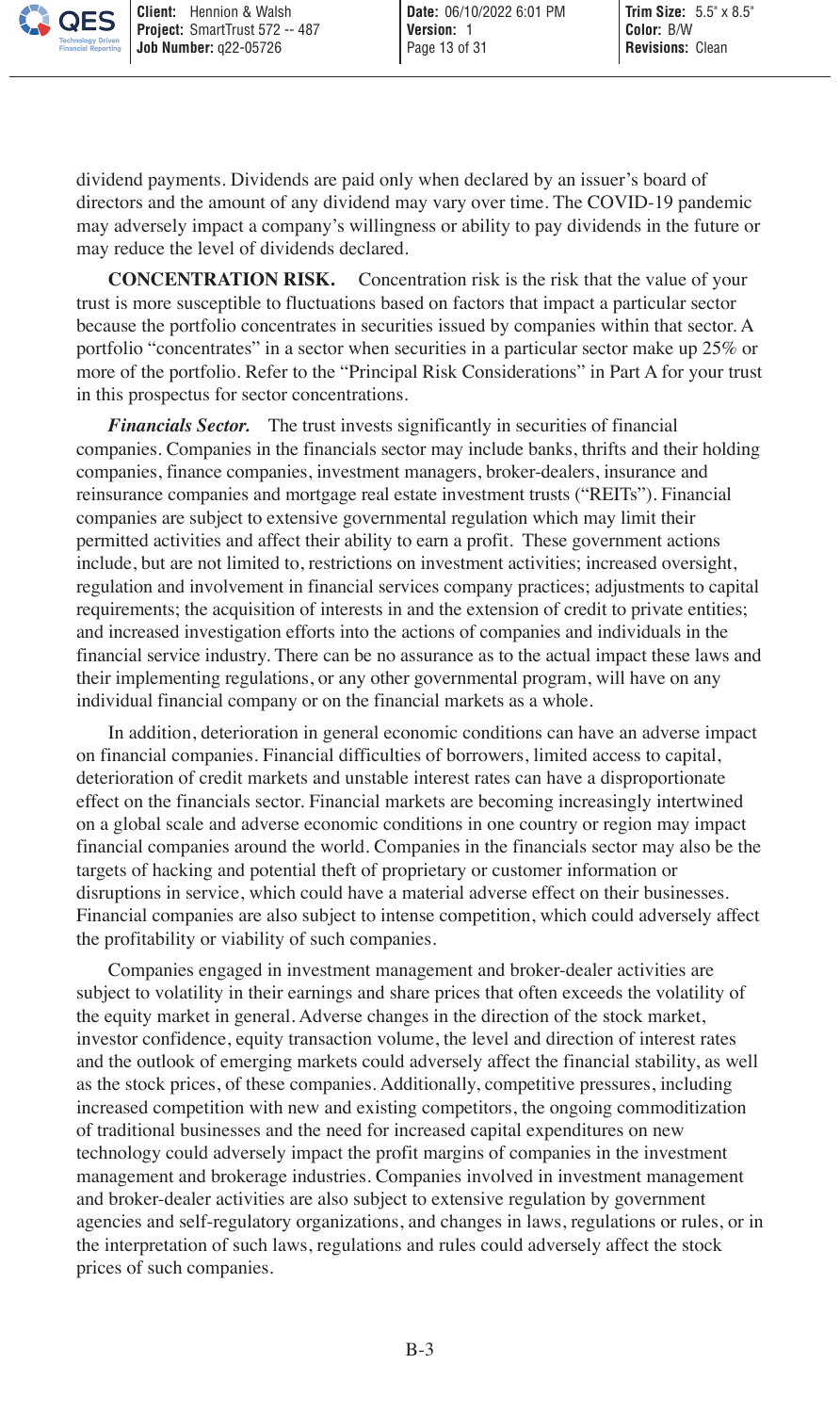dividend payments. Dividends are paid only when declared by an issuer's board of directors and the amount of any dividend may vary over time. The COVID-19 pandemic may adversely impact a company's willingness or ability to pay dividends in the future or may reduce the level of dividends declared.

**CONCENTRATION RISK.** Concentration risk is the risk that the value of your trust is more susceptible to fluctuations based on factors that impact a particular sector because the portfolio concentrates in securities issued by companies within that sector. A portfolio "concentrates" in a sector when securities in a particular sector make up 25% or more of the portfolio. Refer to the "Principal Risk Considerations" in Part A for your trust in this prospectus for sector concentrations.

***Financials Sector.*** The trust invests significantly in securities of financial companies. Companies in the financials sector may include banks, thrifts and their holding companies, finance companies, investment managers, broker-dealers, insurance and reinsurance companies and mortgage real estate investment trusts ("REITs"). Financial companies are subject to extensive governmental regulation which may limit their permitted activities and affect their ability to earn a profit. These government actions include, but are not limited to, restrictions on investment activities; increased oversight, regulation and involvement in financial services company practices; adjustments to capital requirements; the acquisition of interests in and the extension of credit to private entities; and increased investigation efforts into the actions of companies and individuals in the financial service industry. There can be no assurance as to the actual impact these laws and their implementing regulations, or any other governmental program, will have on any individual financial company or on the financial markets as a whole.

In addition, deterioration in general economic conditions can have an adverse impact on financial companies. Financial difficulties of borrowers, limited access to capital, deterioration of credit markets and unstable interest rates can have a disproportionate effect on the financials sector. Financial markets are becoming increasingly intertwined on a global scale and adverse economic conditions in one country or region may impact financial companies around the world. Companies in the financials sector may also be the targets of hacking and potential theft of proprietary or customer information or disruptions in service, which could have a material adverse effect on their businesses. Financial companies are also subject to intense competition, which could adversely affect the profitability or viability of such companies.

Companies engaged in investment management and broker-dealer activities are subject to volatility in their earnings and share prices that often exceeds the volatility of the equity market in general. Adverse changes in the direction of the stock market, investor confidence, equity transaction volume, the level and direction of interest rates and the outlook of emerging markets could adversely affect the financial stability, as well as the stock prices, of these companies. Additionally, competitive pressures, including increased competition with new and existing competitors, the ongoing commoditization of traditional businesses and the need for increased capital expenditures on new technology could adversely impact the profit margins of companies in the investment management and brokerage industries. Companies involved in investment management and broker-dealer activities are also subject to extensive regulation by government agencies and self-regulatory organizations, and changes in laws, regulations or rules, or in the interpretation of such laws, regulations and rules could adversely affect the stock prices of such companies.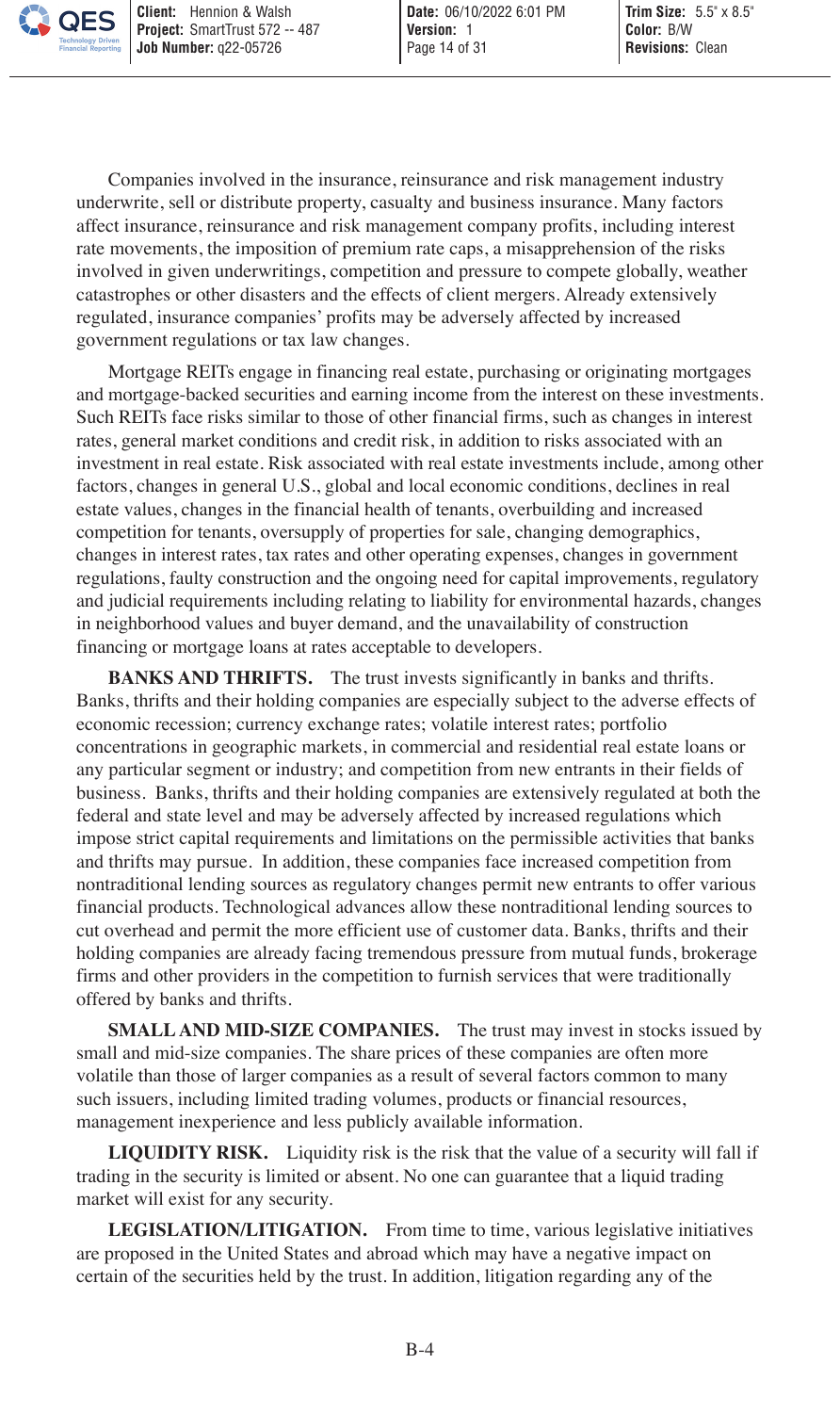Companies involved in the insurance, reinsurance and risk management industry underwrite, sell or distribute property, casualty and business insurance. Many factors affect insurance, reinsurance and risk management company profits, including interest rate movements, the imposition of premium rate caps, a misapprehension of the risks involved in given underwritings, competition and pressure to compete globally, weather catastrophes or other disasters and the effects of client mergers. Already extensively regulated, insurance companies' profits may be adversely affected by increased government regulations or tax law changes.

Mortgage REITs engage in financing real estate, purchasing or originating mortgages and mortgage-backed securities and earning income from the interest on these investments. Such REITs face risks similar to those of other financial firms, such as changes in interest rates, general market conditions and credit risk, in addition to risks associated with an investment in real estate. Risk associated with real estate investments include, among other factors, changes in general U.S., global and local economic conditions, declines in real estate values, changes in the financial health of tenants, overbuilding and increased competition for tenants, oversupply of properties for sale, changing demographics, changes in interest rates, tax rates and other operating expenses, changes in government regulations, faulty construction and the ongoing need for capital improvements, regulatory and judicial requirements including relating to liability for environmental hazards, changes in neighborhood values and buyer demand, and the unavailability of construction financing or mortgage loans at rates acceptable to developers.

**BANKS AND THRIFTS.** The trust invests significantly in banks and thrifts. Banks, thrifts and their holding companies are especially subject to the adverse effects of economic recession; currency exchange rates; volatile interest rates; portfolio concentrations in geographic markets, in commercial and residential real estate loans or any particular segment or industry; and competition from new entrants in their fields of business. Banks, thrifts and their holding companies are extensively regulated at both the federal and state level and may be adversely affected by increased regulations which impose strict capital requirements and limitations on the permissible activities that banks and thrifts may pursue. In addition, these companies face increased competition from nontraditional lending sources as regulatory changes permit new entrants to offer various financial products. Technological advances allow these nontraditional lending sources to cut overhead and permit the more efficient use of customer data. Banks, thrifts and their holding companies are already facing tremendous pressure from mutual funds, brokerage firms and other providers in the competition to furnish services that were traditionally offered by banks and thrifts.

**SMALL AND MID-SIZE COMPANIES.** The trust may invest in stocks issued by small and mid-size companies. The share prices of these companies are often more volatile than those of larger companies as a result of several factors common to many such issuers, including limited trading volumes, products or financial resources, management inexperience and less publicly available information.

**LIQUIDITY RISK.** Liquidity risk is the risk that the value of a security will fall if trading in the security is limited or absent. No one can guarantee that a liquid trading market will exist for any security.

**LEGISLATION/LITIGATION.** From time to time, various legislative initiatives are proposed in the United States and abroad which may have a negative impact on certain of the securities held by the trust. In addition, litigation regarding any of the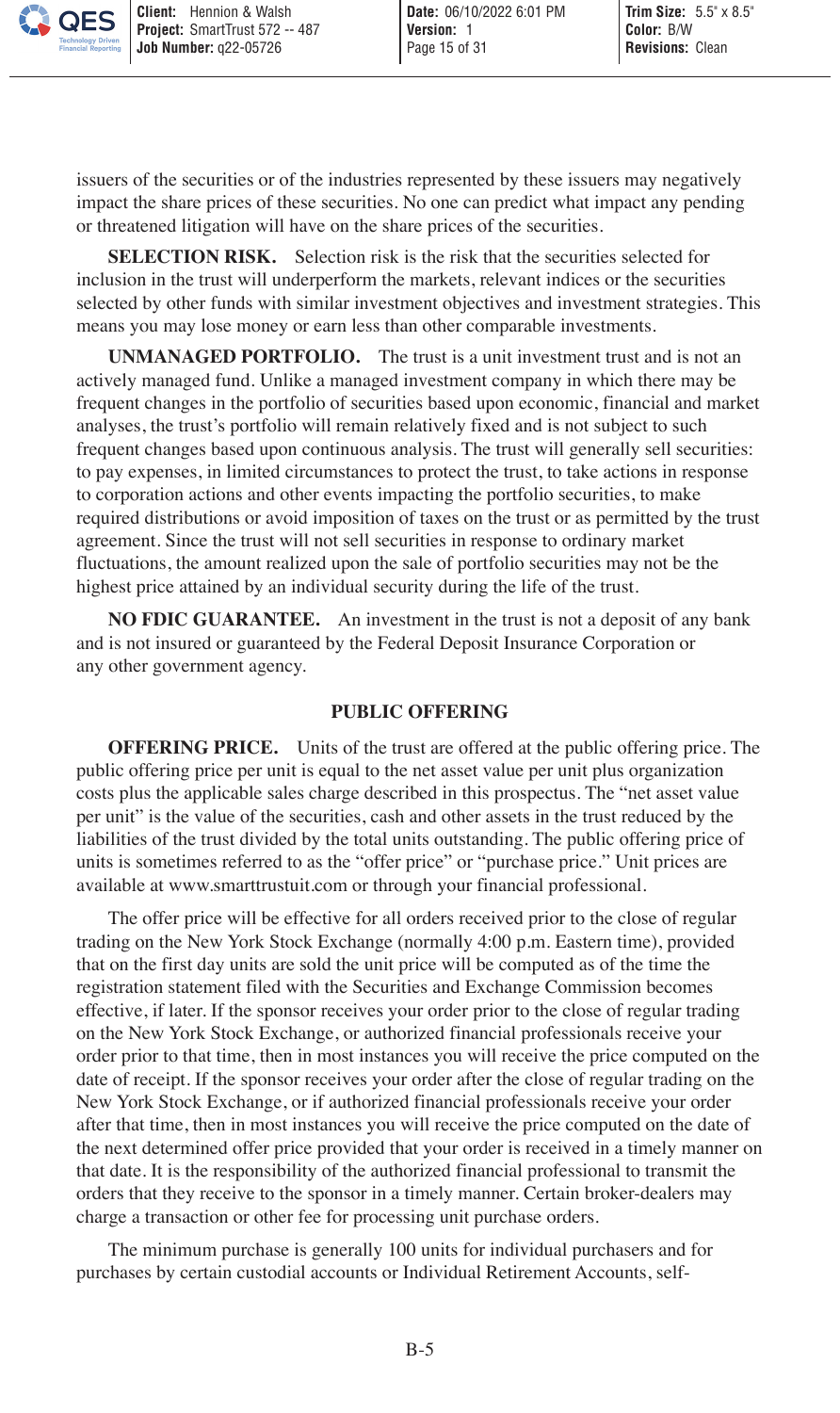issuers of the securities or of the industries represented by these issuers may negatively impact the share prices of these securities. No one can predict what impact any pending or threatened litigation will have on the share prices of the securities.

**SELECTION RISK.** Selection risk is the risk that the securities selected for inclusion in the trust will underperform the markets, relevant indices or the securities selected by other funds with similar investment objectives and investment strategies. This means you may lose money or earn less than other comparable investments.

**UNMANAGED PORTFOLIO.** The trust is a unit investment trust and is not an actively managed fund. Unlike a managed investment company in which there may be frequent changes in the portfolio of securities based upon economic, financial and market analyses, the trust's portfolio will remain relatively fixed and is not subject to such frequent changes based upon continuous analysis. The trust will generally sell securities: to pay expenses, in limited circumstances to protect the trust, to take actions in response to corporation actions and other events impacting the portfolio securities, to make required distributions or avoid imposition of taxes on the trust or as permitted by the trust agreement. Since the trust will not sell securities in response to ordinary market fluctuations, the amount realized upon the sale of portfolio securities may not be the highest price attained by an individual security during the life of the trust.

**NO FDIC GUARANTEE.** An investment in the trust is not a deposit of any bank and is not insured or guaranteed by the Federal Deposit Insurance Corporation or any other government agency.

## PUBLIC OFFERING

**OFFERING PRICE.** Units of the trust are offered at the public offering price. The public offering price per unit is equal to the net asset value per unit plus organization costs plus the applicable sales charge described in this prospectus. The "net asset value per unit" is the value of the securities, cash and other assets in the trust reduced by the liabilities of the trust divided by the total units outstanding. The public offering price of units is sometimes referred to as the "offer price" or "purchase price." Unit prices are available at www.smarttrustuit.com or through your financial professional.

The offer price will be effective for all orders received prior to the close of regular trading on the New York Stock Exchange (normally 4:00 p.m. Eastern time), provided that on the first day units are sold the unit price will be computed as of the time the registration statement filed with the Securities and Exchange Commission becomes effective, if later. If the sponsor receives your order prior to the close of regular trading on the New York Stock Exchange, or authorized financial professionals receive your order prior to that time, then in most instances you will receive the price computed on the date of receipt. If the sponsor receives your order after the close of regular trading on the New York Stock Exchange, or if authorized financial professionals receive your order after that time, then in most instances you will receive the price computed on the date of the next determined offer price provided that your order is received in a timely manner on that date. It is the responsibility of the authorized financial professional to transmit the orders that they receive to the sponsor in a timely manner. Certain broker-dealers may charge a transaction or other fee for processing unit purchase orders.

The minimum purchase is generally 100 units for individual purchasers and for purchases by certain custodial accounts or Individual Retirement Accounts, self-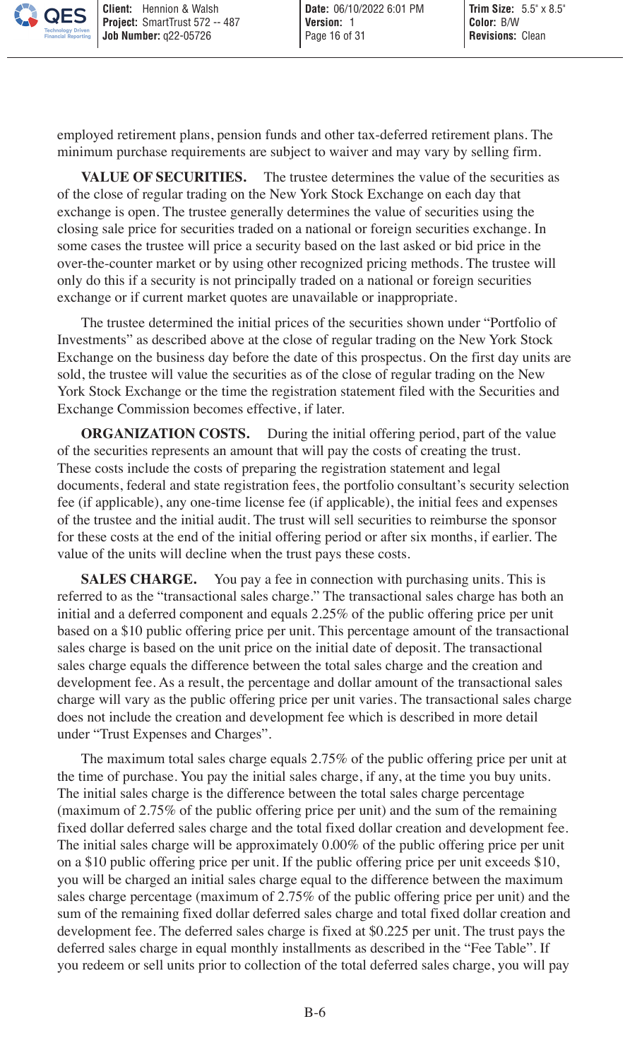employed retirement plans, pension funds and other tax-deferred retirement plans. The minimum purchase requirements are subject to waiver and may vary by selling firm.

**VALUE OF SECURITIES.** The trustee determines the value of the securities as of the close of regular trading on the New York Stock Exchange on each day that exchange is open. The trustee generally determines the value of securities using the closing sale price for securities traded on a national or foreign securities exchange. In some cases the trustee will price a security based on the last asked or bid price in the over-the-counter market or by using other recognized pricing methods. The trustee will only do this if a security is not principally traded on a national or foreign securities exchange or if current market quotes are unavailable or inappropriate.

The trustee determined the initial prices of the securities shown under "Portfolio of Investments" as described above at the close of regular trading on the New York Stock Exchange on the business day before the date of this prospectus. On the first day units are sold, the trustee will value the securities as of the close of regular trading on the New York Stock Exchange or the time the registration statement filed with the Securities and Exchange Commission becomes effective, if later.

**ORGANIZATION COSTS.** During the initial offering period, part of the value of the securities represents an amount that will pay the costs of creating the trust. These costs include the costs of preparing the registration statement and legal documents, federal and state registration fees, the portfolio consultant's security selection fee (if applicable), any one-time license fee (if applicable), the initial fees and expenses of the trustee and the initial audit. The trust will sell securities to reimburse the sponsor for these costs at the end of the initial offering period or after six months, if earlier. The value of the units will decline when the trust pays these costs.

**SALES CHARGE.** You pay a fee in connection with purchasing units. This is referred to as the "transactional sales charge." The transactional sales charge has both an initial and a deferred component and equals 2.25% of the public offering price per unit based on a $10 public offering price per unit. This percentage amount of the transactional sales charge is based on the unit price on the initial date of deposit. The transactional sales charge equals the difference between the total sales charge and the creation and development fee. As a result, the percentage and dollar amount of the transactional sales charge will vary as the public offering price per unit varies. The transactional sales charge does not include the creation and development fee which is described in more detail under "Trust Expenses and Charges".

The maximum total sales charge equals 2.75% of the public offering price per unit at the time of purchase. You pay the initial sales charge, if any, at the time you buy units. The initial sales charge is the difference between the total sales charge percentage (maximum of 2.75% of the public offering price per unit) and the sum of the remaining fixed dollar deferred sales charge and the total fixed dollar creation and development fee. The initial sales charge will be approximately 0.00% of the public offering price per unit on a $10 public offering price per unit. If the public offering price per unit exceeds $10, you will be charged an initial sales charge equal to the difference between the maximum sales charge percentage (maximum of 2.75% of the public offering price per unit) and the sum of the remaining fixed dollar deferred sales charge and total fixed dollar creation and development fee. The deferred sales charge is fixed at $0.225 per unit. The trust pays the deferred sales charge in equal monthly installments as described in the "Fee Table". If you redeem or sell units prior to collection of the total deferred sales charge, you will pay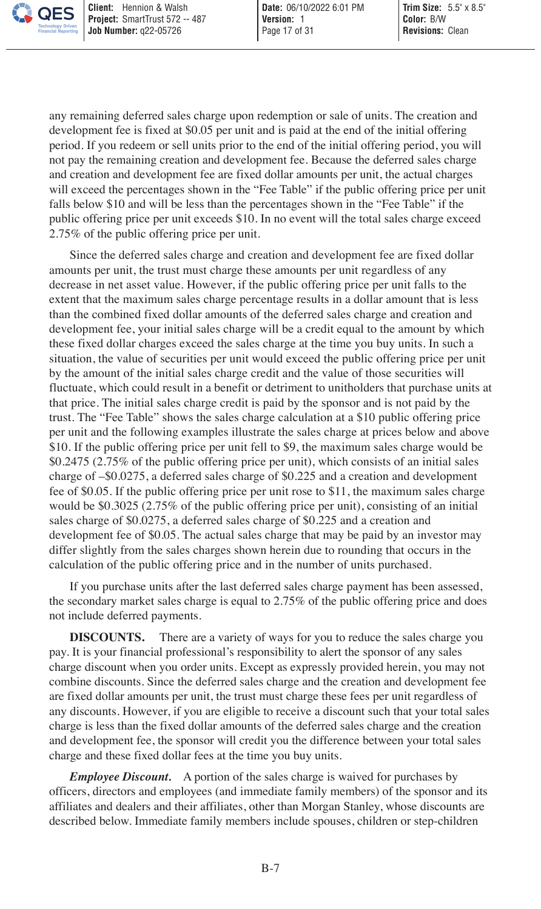any remaining deferred sales charge upon redemption or sale of units. The creation and development fee is fixed at $0.05 per unit and is paid at the end of the initial offering period. If you redeem or sell units prior to the end of the initial offering period, you will not pay the remaining creation and development fee. Because the deferred sales charge and creation and development fee are fixed dollar amounts per unit, the actual charges will exceed the percentages shown in the "Fee Table" if the public offering price per unit falls below $10 and will be less than the percentages shown in the "Fee Table" if the public offering price per unit exceeds $10. In no event will the total sales charge exceed 2.75% of the public offering price per unit.

Since the deferred sales charge and creation and development fee are fixed dollar amounts per unit, the trust must charge these amounts per unit regardless of any decrease in net asset value. However, if the public offering price per unit falls to the extent that the maximum sales charge percentage results in a dollar amount that is less than the combined fixed dollar amounts of the deferred sales charge and creation and development fee, your initial sales charge will be a credit equal to the amount by which these fixed dollar charges exceed the sales charge at the time you buy units. In such a situation, the value of securities per unit would exceed the public offering price per unit by the amount of the initial sales charge credit and the value of those securities will fluctuate, which could result in a benefit or detriment to unitholders that purchase units at that price. The initial sales charge credit is paid by the sponsor and is not paid by the trust. The "Fee Table" shows the sales charge calculation at a $10 public offering price per unit and the following examples illustrate the sales charge at prices below and above $10. If the public offering price per unit fell to $9, the maximum sales charge would be $0.2475 (2.75% of the public offering price per unit), which consists of an initial sales charge of –$0.0275, a deferred sales charge of $0.225 and a creation and development fee of $0.05. If the public offering price per unit rose to $11, the maximum sales charge would be $0.3025 (2.75% of the public offering price per unit), consisting of an initial sales charge of $0.0275, a deferred sales charge of $0.225 and a creation and development fee of $0.05. The actual sales charge that may be paid by an investor may differ slightly from the sales charges shown herein due to rounding that occurs in the calculation of the public offering price and in the number of units purchased.

If you purchase units after the last deferred sales charge payment has been assessed, the secondary market sales charge is equal to 2.75% of the public offering price and does not include deferred payments.

**DISCOUNTS.** There are a variety of ways for you to reduce the sales charge you pay. It is your financial professional's responsibility to alert the sponsor of any sales charge discount when you order units. Except as expressly provided herein, you may not combine discounts. Since the deferred sales charge and the creation and development fee are fixed dollar amounts per unit, the trust must charge these fees per unit regardless of any discounts. However, if you are eligible to receive a discount such that your total sales charge is less than the fixed dollar amounts of the deferred sales charge and the creation and development fee, the sponsor will credit you the difference between your total sales charge and these fixed dollar fees at the time you buy units.

***Employee Discount.*** A portion of the sales charge is waived for purchases by officers, directors and employees (and immediate family members) of the sponsor and its affiliates and dealers and their affiliates, other than Morgan Stanley, whose discounts are described below. Immediate family members include spouses, children or step-children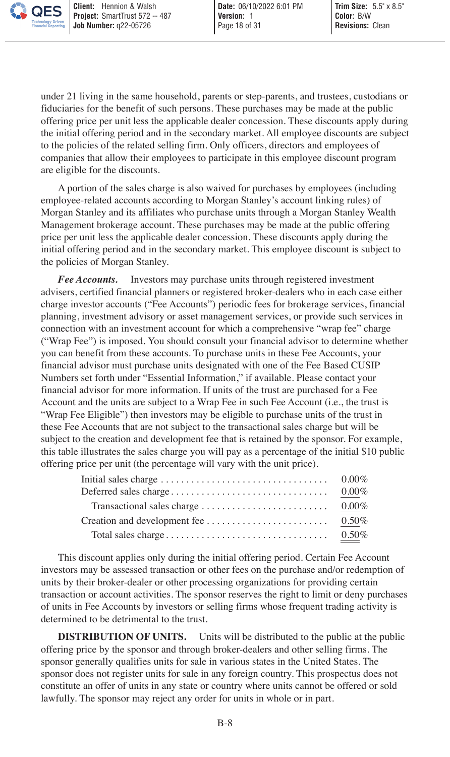under 21 living in the same household, parents or step-parents, and trustees, custodians or fiduciaries for the benefit of such persons. These purchases may be made at the public offering price per unit less the applicable dealer concession. These discounts apply during the initial offering period and in the secondary market. All employee discounts are subject to the policies of the related selling firm. Only officers, directors and employees of companies that allow their employees to participate in this employee discount program are eligible for the discounts.

A portion of the sales charge is also waived for purchases by employees (including employee-related accounts according to Morgan Stanley's account linking rules) of Morgan Stanley and its affiliates who purchase units through a Morgan Stanley Wealth Management brokerage account. These purchases may be made at the public offering price per unit less the applicable dealer concession. These discounts apply during the initial offering period and in the secondary market. This employee discount is subject to the policies of Morgan Stanley.

***Fee Accounts.*** Investors may purchase units through registered investment advisers, certified financial planners or registered broker-dealers who in each case either charge investor accounts ("Fee Accounts") periodic fees for brokerage services, financial planning, investment advisory or asset management services, or provide such services in connection with an investment account for which a comprehensive "wrap fee" charge ("Wrap Fee") is imposed. You should consult your financial advisor to determine whether you can benefit from these accounts. To purchase units in these Fee Accounts, your financial advisor must purchase units designated with one of the Fee Based CUSIP Numbers set forth under "Essential Information," if available. Please contact your financial advisor for more information. If units of the trust are purchased for a Fee Account and the units are subject to a Wrap Fee in such Fee Account (i.e., the trust is "Wrap Fee Eligible") then investors may be eligible to purchase units of the trust in these Fee Accounts that are not subject to the transactional sales charge but will be subject to the creation and development fee that is retained by the sponsor. For example, this table illustrates the sales charge you will pay as a percentage of the initial $10 public offering price per unit (the percentage will vary with the unit price).

| | |
|---|---|
| Initial sales charge | 0.00% |
| Deferred sales charge | 0.00% |
| Transactional sales charge | 0.00% |
| Creation and development fee | 0.50% |
| Total sales charge | 0.50% |

This discount applies only during the initial offering period. Certain Fee Account investors may be assessed transaction or other fees on the purchase and/or redemption of units by their broker-dealer or other processing organizations for providing certain transaction or account activities. The sponsor reserves the right to limit or deny purchases of units in Fee Accounts by investors or selling firms whose frequent trading activity is determined to be detrimental to the trust.

**DISTRIBUTION OF UNITS.** Units will be distributed to the public at the public offering price by the sponsor and through broker-dealers and other selling firms. The sponsor generally qualifies units for sale in various states in the United States. The sponsor does not register units for sale in any foreign country. This prospectus does not constitute an offer of units in any state or country where units cannot be offered or sold lawfully. The sponsor may reject any order for units in whole or in part.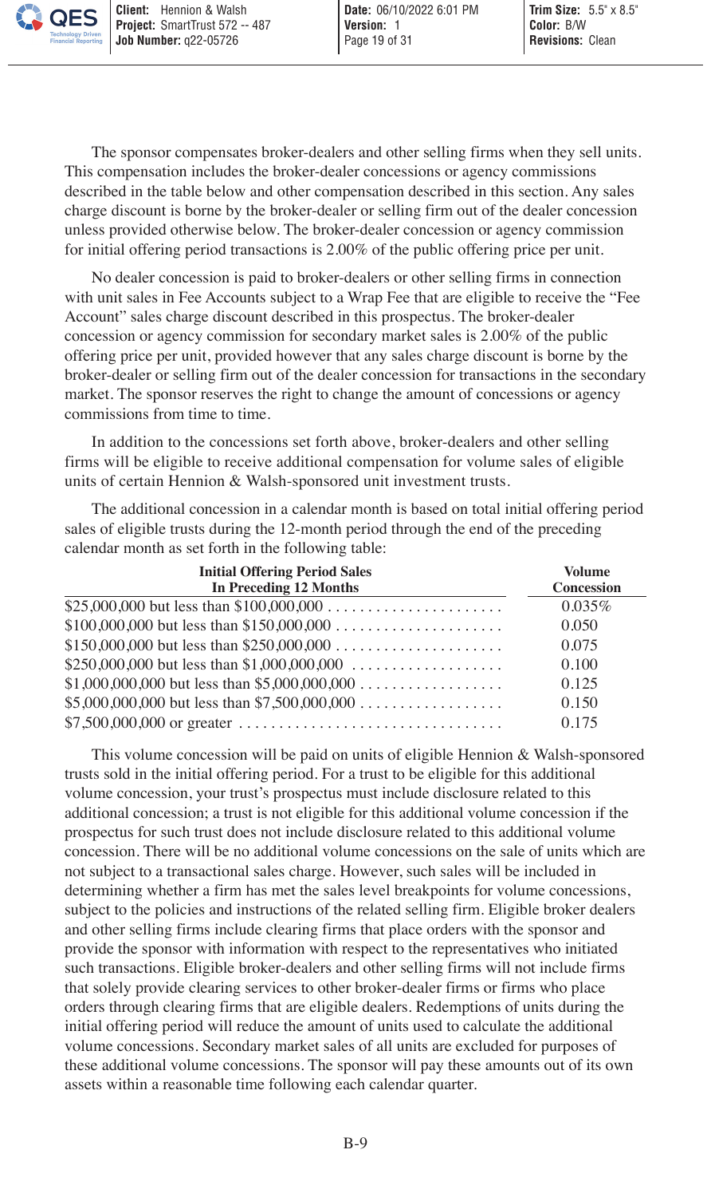The sponsor compensates broker-dealers and other selling firms when they sell units. This compensation includes the broker-dealer concessions or agency commissions described in the table below and other compensation described in this section. Any sales charge discount is borne by the broker-dealer or selling firm out of the dealer concession unless provided otherwise below. The broker-dealer concession or agency commission for initial offering period transactions is 2.00% of the public offering price per unit.

No dealer concession is paid to broker-dealers or other selling firms in connection with unit sales in Fee Accounts subject to a Wrap Fee that are eligible to receive the "Fee Account" sales charge discount described in this prospectus. The broker-dealer concession or agency commission for secondary market sales is 2.00% of the public offering price per unit, provided however that any sales charge discount is borne by the broker-dealer or selling firm out of the dealer concession for transactions in the secondary market. The sponsor reserves the right to change the amount of concessions or agency commissions from time to time.

In addition to the concessions set forth above, broker-dealers and other selling firms will be eligible to receive additional compensation for volume sales of eligible units of certain Hennion & Walsh-sponsored unit investment trusts.

The additional concession in a calendar month is based on total initial offering period sales of eligible trusts during the 12-month period through the end of the preceding calendar month as set forth in the following table:

| Initial Offering Period Sales In Preceding 12 Months | Volume Concession |
|---|---|
| $25,000,000 but less than $100,000,000 | 0.035% |
| $100,000,000 but less than $150,000,000 | 0.050 |
| $150,000,000 but less than $250,000,000 | 0.075 |
| $250,000,000 but less than $1,000,000,000 | 0.100 |
| $1,000,000,000 but less than $5,000,000,000 | 0.125 |
| $5,000,000,000 but less than $7,500,000,000 | 0.150 |
| $7,500,000,000 or greater | 0.175 |

This volume concession will be paid on units of eligible Hennion & Walsh-sponsored trusts sold in the initial offering period. For a trust to be eligible for this additional volume concession, your trust's prospectus must include disclosure related to this additional concession; a trust is not eligible for this additional volume concession if the prospectus for such trust does not include disclosure related to this additional volume concession. There will be no additional volume concessions on the sale of units which are not subject to a transactional sales charge. However, such sales will be included in determining whether a firm has met the sales level breakpoints for volume concessions, subject to the policies and instructions of the related selling firm. Eligible broker dealers and other selling firms include clearing firms that place orders with the sponsor and provide the sponsor with information with respect to the representatives who initiated such transactions. Eligible broker-dealers and other selling firms will not include firms that solely provide clearing services to other broker-dealer firms or firms who place orders through clearing firms that are eligible dealers. Redemptions of units during the initial offering period will reduce the amount of units used to calculate the additional volume concessions. Secondary market sales of all units are excluded for purposes of these additional volume concessions. The sponsor will pay these amounts out of its own assets within a reasonable time following each calendar quarter.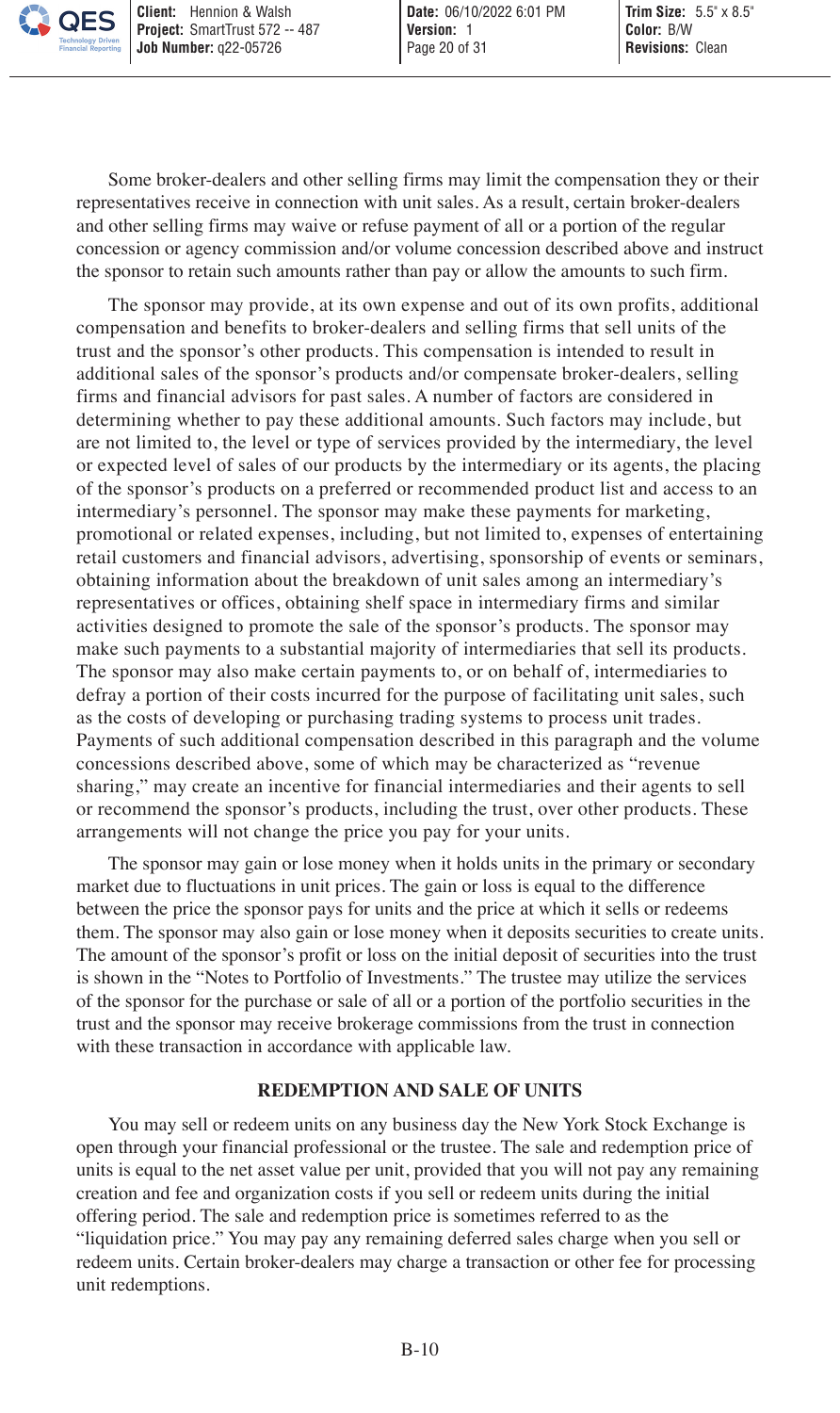Some broker-dealers and other selling firms may limit the compensation they or their representatives receive in connection with unit sales. As a result, certain broker-dealers and other selling firms may waive or refuse payment of all or a portion of the regular concession or agency commission and/or volume concession described above and instruct the sponsor to retain such amounts rather than pay or allow the amounts to such firm.

The sponsor may provide, at its own expense and out of its own profits, additional compensation and benefits to broker-dealers and selling firms that sell units of the trust and the sponsor's other products. This compensation is intended to result in additional sales of the sponsor's products and/or compensate broker-dealers, selling firms and financial advisors for past sales. A number of factors are considered in determining whether to pay these additional amounts. Such factors may include, but are not limited to, the level or type of services provided by the intermediary, the level or expected level of sales of our products by the intermediary or its agents, the placing of the sponsor's products on a preferred or recommended product list and access to an intermediary's personnel. The sponsor may make these payments for marketing, promotional or related expenses, including, but not limited to, expenses of entertaining retail customers and financial advisors, advertising, sponsorship of events or seminars, obtaining information about the breakdown of unit sales among an intermediary's representatives or offices, obtaining shelf space in intermediary firms and similar activities designed to promote the sale of the sponsor's products. The sponsor may make such payments to a substantial majority of intermediaries that sell its products. The sponsor may also make certain payments to, or on behalf of, intermediaries to defray a portion of their costs incurred for the purpose of facilitating unit sales, such as the costs of developing or purchasing trading systems to process unit trades. Payments of such additional compensation described in this paragraph and the volume concessions described above, some of which may be characterized as "revenue sharing," may create an incentive for financial intermediaries and their agents to sell or recommend the sponsor's products, including the trust, over other products. These arrangements will not change the price you pay for your units.

The sponsor may gain or lose money when it holds units in the primary or secondary market due to fluctuations in unit prices. The gain or loss is equal to the difference between the price the sponsor pays for units and the price at which it sells or redeems them. The sponsor may also gain or lose money when it deposits securities to create units. The amount of the sponsor's profit or loss on the initial deposit of securities into the trust is shown in the "Notes to Portfolio of Investments." The trustee may utilize the services of the sponsor for the purchase or sale of all or a portion of the portfolio securities in the trust and the sponsor may receive brokerage commissions from the trust in connection with these transaction in accordance with applicable law.

## REDEMPTION AND SALE OF UNITS

You may sell or redeem units on any business day the New York Stock Exchange is open through your financial professional or the trustee. The sale and redemption price of units is equal to the net asset value per unit, provided that you will not pay any remaining creation and fee and organization costs if you sell or redeem units during the initial offering period. The sale and redemption price is sometimes referred to as the "liquidation price." You may pay any remaining deferred sales charge when you sell or redeem units. Certain broker-dealers may charge a transaction or other fee for processing unit redemptions.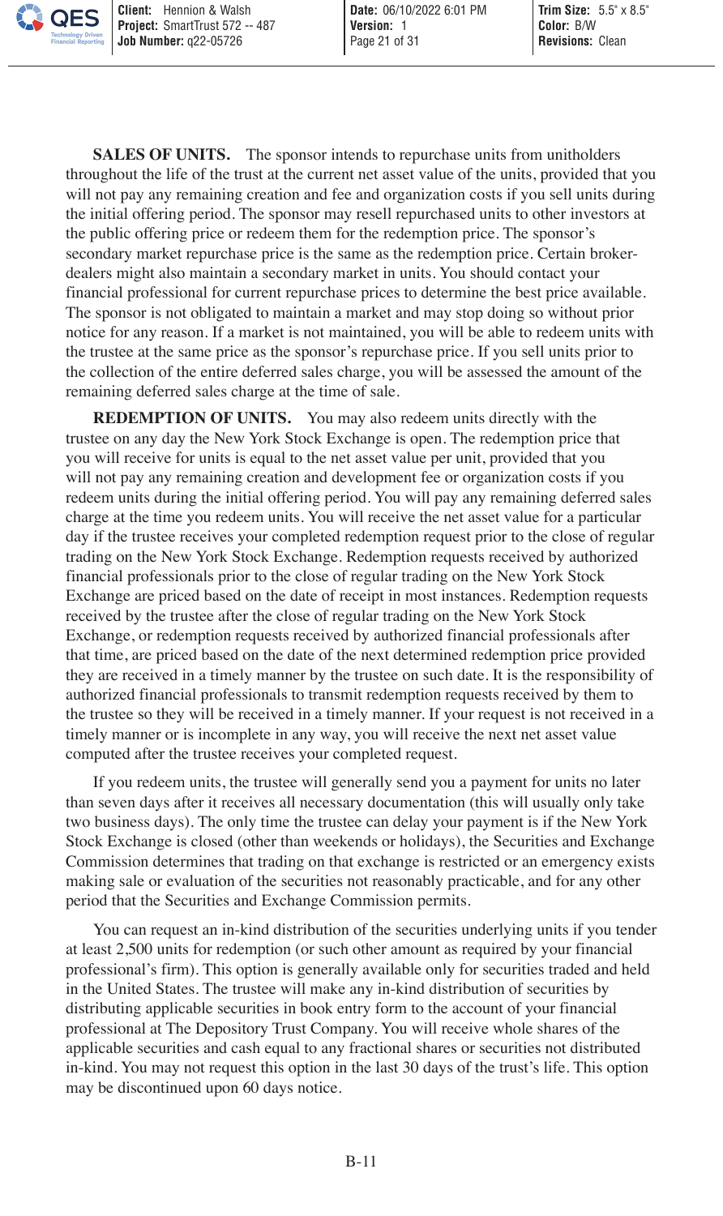**SALES OF UNITS.** The sponsor intends to repurchase units from unitholders throughout the life of the trust at the current net asset value of the units, provided that you will not pay any remaining creation and fee and organization costs if you sell units during the initial offering period. The sponsor may resell repurchased units to other investors at the public offering price or redeem them for the redemption price. The sponsor's secondary market repurchase price is the same as the redemption price. Certain broker-dealers might also maintain a secondary market in units. You should contact your financial professional for current repurchase prices to determine the best price available. The sponsor is not obligated to maintain a market and may stop doing so without prior notice for any reason. If a market is not maintained, you will be able to redeem units with the trustee at the same price as the sponsor's repurchase price. If you sell units prior to the collection of the entire deferred sales charge, you will be assessed the amount of the remaining deferred sales charge at the time of sale.

**REDEMPTION OF UNITS.** You may also redeem units directly with the trustee on any day the New York Stock Exchange is open. The redemption price that you will receive for units is equal to the net asset value per unit, provided that you will not pay any remaining creation and development fee or organization costs if you redeem units during the initial offering period. You will pay any remaining deferred sales charge at the time you redeem units. You will receive the net asset value for a particular day if the trustee receives your completed redemption request prior to the close of regular trading on the New York Stock Exchange. Redemption requests received by authorized financial professionals prior to the close of regular trading on the New York Stock Exchange are priced based on the date of receipt in most instances. Redemption requests received by the trustee after the close of regular trading on the New York Stock Exchange, or redemption requests received by authorized financial professionals after that time, are priced based on the date of the next determined redemption price provided they are received in a timely manner by the trustee on such date. It is the responsibility of authorized financial professionals to transmit redemption requests received by them to the trustee so they will be received in a timely manner. If your request is not received in a timely manner or is incomplete in any way, you will receive the next net asset value computed after the trustee receives your completed request.

If you redeem units, the trustee will generally send you a payment for units no later than seven days after it receives all necessary documentation (this will usually only take two business days). The only time the trustee can delay your payment is if the New York Stock Exchange is closed (other than weekends or holidays), the Securities and Exchange Commission determines that trading on that exchange is restricted or an emergency exists making sale or evaluation of the securities not reasonably practicable, and for any other period that the Securities and Exchange Commission permits.

You can request an in-kind distribution of the securities underlying units if you tender at least 2,500 units for redemption (or such other amount as required by your financial professional's firm). This option is generally available only for securities traded and held in the United States. The trustee will make any in-kind distribution of securities by distributing applicable securities in book entry form to the account of your financial professional at The Depository Trust Company. You will receive whole shares of the applicable securities and cash equal to any fractional shares or securities not distributed in-kind. You may not request this option in the last 30 days of the trust's life. This option may be discontinued upon 60 days notice.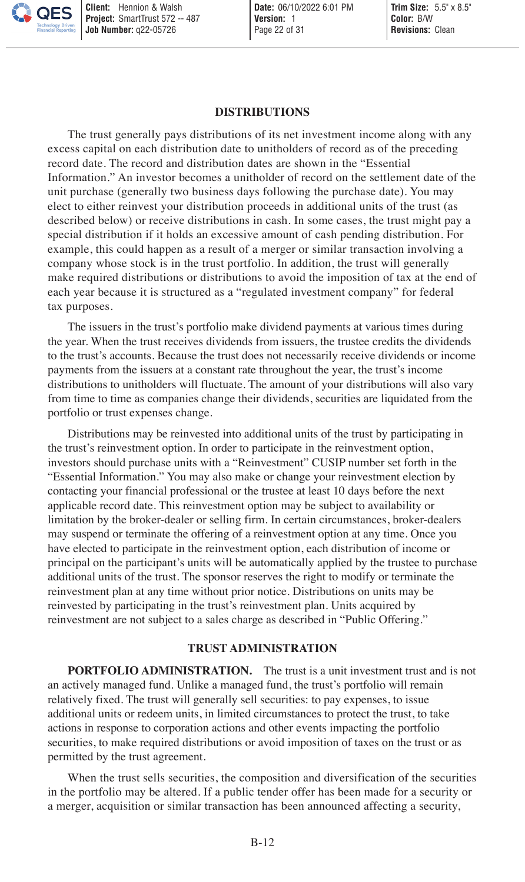## DISTRIBUTIONS

The trust generally pays distributions of its net investment income along with any excess capital on each distribution date to unitholders of record as of the preceding record date. The record and distribution dates are shown in the "Essential Information." An investor becomes a unitholder of record on the settlement date of the unit purchase (generally two business days following the purchase date). You may elect to either reinvest your distribution proceeds in additional units of the trust (as described below) or receive distributions in cash. In some cases, the trust might pay a special distribution if it holds an excessive amount of cash pending distribution. For example, this could happen as a result of a merger or similar transaction involving a company whose stock is in the trust portfolio. In addition, the trust will generally make required distributions or distributions to avoid the imposition of tax at the end of each year because it is structured as a "regulated investment company" for federal tax purposes.

The issuers in the trust's portfolio make dividend payments at various times during the year. When the trust receives dividends from issuers, the trustee credits the dividends to the trust's accounts. Because the trust does not necessarily receive dividends or income payments from the issuers at a constant rate throughout the year, the trust's income distributions to unitholders will fluctuate. The amount of your distributions will also vary from time to time as companies change their dividends, securities are liquidated from the portfolio or trust expenses change.

Distributions may be reinvested into additional units of the trust by participating in the trust's reinvestment option. In order to participate in the reinvestment option, investors should purchase units with a "Reinvestment" CUSIP number set forth in the "Essential Information." You may also make or change your reinvestment election by contacting your financial professional or the trustee at least 10 days before the next applicable record date. This reinvestment option may be subject to availability or limitation by the broker-dealer or selling firm. In certain circumstances, broker-dealers may suspend or terminate the offering of a reinvestment option at any time. Once you have elected to participate in the reinvestment option, each distribution of income or principal on the participant's units will be automatically applied by the trustee to purchase additional units of the trust. The sponsor reserves the right to modify or terminate the reinvestment plan at any time without prior notice. Distributions on units may be reinvested by participating in the trust's reinvestment plan. Units acquired by reinvestment are not subject to a sales charge as described in "Public Offering."

## TRUST ADMINISTRATION

**PORTFOLIO ADMINISTRATION.** The trust is a unit investment trust and is not an actively managed fund. Unlike a managed fund, the trust's portfolio will remain relatively fixed. The trust will generally sell securities: to pay expenses, to issue additional units or redeem units, in limited circumstances to protect the trust, to take actions in response to corporation actions and other events impacting the portfolio securities, to make required distributions or avoid imposition of taxes on the trust or as permitted by the trust agreement.

When the trust sells securities, the composition and diversification of the securities in the portfolio may be altered. If a public tender offer has been made for a security or a merger, acquisition or similar transaction has been announced affecting a security,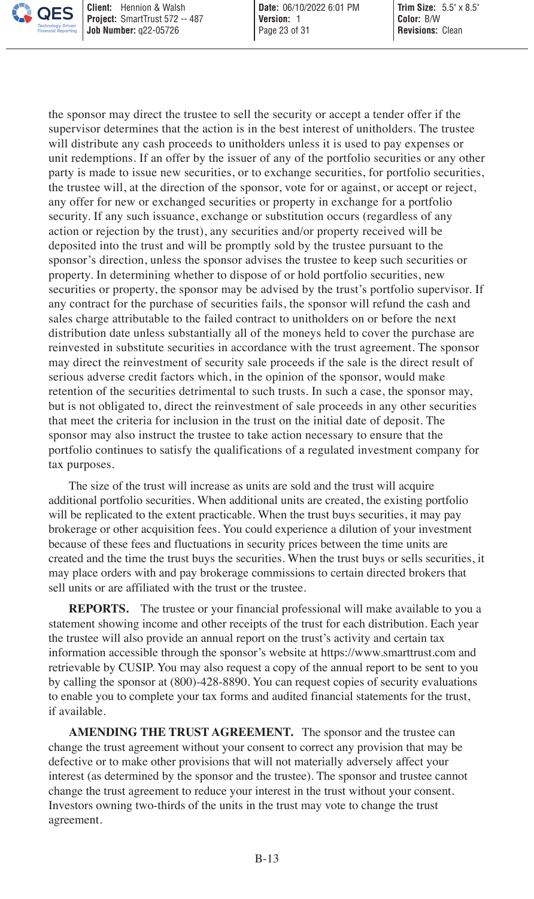the sponsor may direct the trustee to sell the security or accept a tender offer if the supervisor determines that the action is in the best interest of unitholders. The trustee will distribute any cash proceeds to unitholders unless it is used to pay expenses or unit redemptions. If an offer by the issuer of any of the portfolio securities or any other party is made to issue new securities, or to exchange securities, for portfolio securities, the trustee will, at the direction of the sponsor, vote for or against, or accept or reject, any offer for new or exchanged securities or property in exchange for a portfolio security. If any such issuance, exchange or substitution occurs (regardless of any action or rejection by the trust), any securities and/or property received will be deposited into the trust and will be promptly sold by the trustee pursuant to the sponsor's direction, unless the sponsor advises the trustee to keep such securities or property. In determining whether to dispose of or hold portfolio securities, new securities or property, the sponsor may be advised by the trust's portfolio supervisor. If any contract for the purchase of securities fails, the sponsor will refund the cash and sales charge attributable to the failed contract to unitholders on or before the next distribution date unless substantially all of the moneys held to cover the purchase are reinvested in substitute securities in accordance with the trust agreement. The sponsor may direct the reinvestment of security sale proceeds if the sale is the direct result of serious adverse credit factors which, in the opinion of the sponsor, would make retention of the securities detrimental to such trusts. In such a case, the sponsor may, but is not obligated to, direct the reinvestment of sale proceeds in any other securities that meet the criteria for inclusion in the trust on the initial date of deposit. The sponsor may also instruct the trustee to take action necessary to ensure that the portfolio continues to satisfy the qualifications of a regulated investment company for tax purposes.

The size of the trust will increase as units are sold and the trust will acquire additional portfolio securities. When additional units are created, the existing portfolio will be replicated to the extent practicable. When the trust buys securities, it may pay brokerage or other acquisition fees. You could experience a dilution of your investment because of these fees and fluctuations in security prices between the time units are created and the time the trust buys the securities. When the trust buys or sells securities, it may place orders with and pay brokerage commissions to certain directed brokers that sell units or are affiliated with the trust or the trustee.

**REPORTS.** The trustee or your financial professional will make available to you a statement showing income and other receipts of the trust for each distribution. Each year the trustee will also provide an annual report on the trust's activity and certain tax information accessible through the sponsor's website at https://www.smarttrust.com and retrievable by CUSIP. You may also request a copy of the annual report to be sent to you by calling the sponsor at (800)-428-8890. You can request copies of security evaluations to enable you to complete your tax forms and audited financial statements for the trust, if available.

**AMENDING THE TRUST AGREEMENT.** The sponsor and the trustee can change the trust agreement without your consent to correct any provision that may be defective or to make other provisions that will not materially adversely affect your interest (as determined by the sponsor and the trustee). The sponsor and trustee cannot change the trust agreement to reduce your interest in the trust without your consent. Investors owning two-thirds of the units in the trust may vote to change the trust agreement.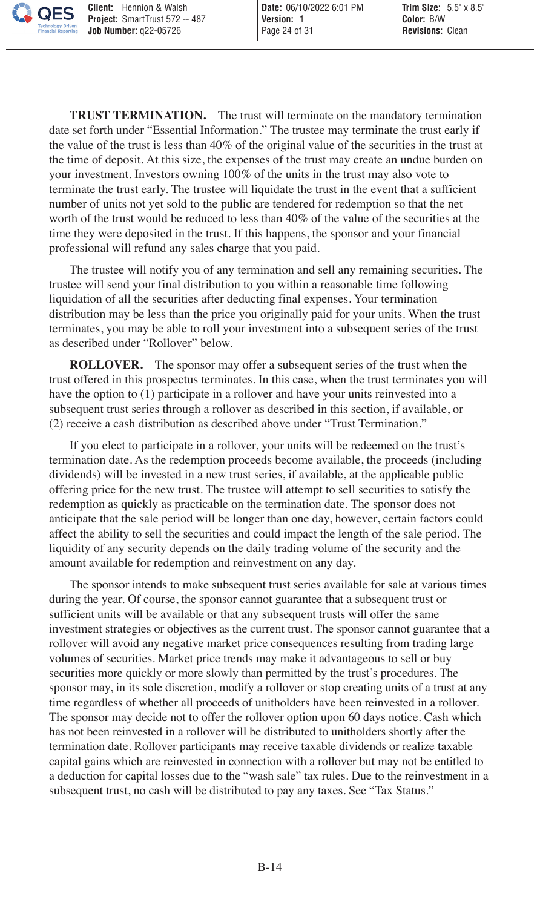**TRUST TERMINATION.** The trust will terminate on the mandatory termination date set forth under "Essential Information." The trustee may terminate the trust early if the value of the trust is less than 40% of the original value of the securities in the trust at the time of deposit. At this size, the expenses of the trust may create an undue burden on your investment. Investors owning 100% of the units in the trust may also vote to terminate the trust early. The trustee will liquidate the trust in the event that a sufficient number of units not yet sold to the public are tendered for redemption so that the net worth of the trust would be reduced to less than 40% of the value of the securities at the time they were deposited in the trust. If this happens, the sponsor and your financial professional will refund any sales charge that you paid.

The trustee will notify you of any termination and sell any remaining securities. The trustee will send your final distribution to you within a reasonable time following liquidation of all the securities after deducting final expenses. Your termination distribution may be less than the price you originally paid for your units. When the trust terminates, you may be able to roll your investment into a subsequent series of the trust as described under "Rollover" below.

**ROLLOVER.** The sponsor may offer a subsequent series of the trust when the trust offered in this prospectus terminates. In this case, when the trust terminates you will have the option to (1) participate in a rollover and have your units reinvested into a subsequent trust series through a rollover as described in this section, if available, or (2) receive a cash distribution as described above under "Trust Termination."

If you elect to participate in a rollover, your units will be redeemed on the trust's termination date. As the redemption proceeds become available, the proceeds (including dividends) will be invested in a new trust series, if available, at the applicable public offering price for the new trust. The trustee will attempt to sell securities to satisfy the redemption as quickly as practicable on the termination date. The sponsor does not anticipate that the sale period will be longer than one day, however, certain factors could affect the ability to sell the securities and could impact the length of the sale period. The liquidity of any security depends on the daily trading volume of the security and the amount available for redemption and reinvestment on any day.

The sponsor intends to make subsequent trust series available for sale at various times during the year. Of course, the sponsor cannot guarantee that a subsequent trust or sufficient units will be available or that any subsequent trusts will offer the same investment strategies or objectives as the current trust. The sponsor cannot guarantee that a rollover will avoid any negative market price consequences resulting from trading large volumes of securities. Market price trends may make it advantageous to sell or buy securities more quickly or more slowly than permitted by the trust's procedures. The sponsor may, in its sole discretion, modify a rollover or stop creating units of a trust at any time regardless of whether all proceeds of unitholders have been reinvested in a rollover. The sponsor may decide not to offer the rollover option upon 60 days notice. Cash which has not been reinvested in a rollover will be distributed to unitholders shortly after the termination date. Rollover participants may receive taxable dividends or realize taxable capital gains which are reinvested in connection with a rollover but may not be entitled to a deduction for capital losses due to the "wash sale" tax rules. Due to the reinvestment in a subsequent trust, no cash will be distributed to pay any taxes. See "Tax Status."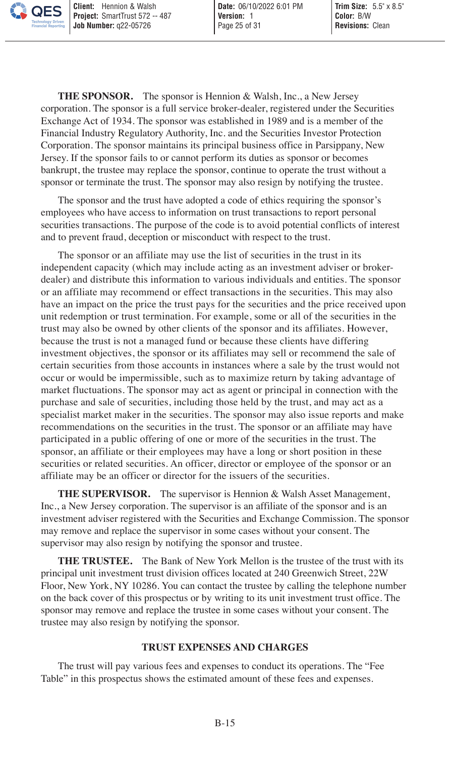**THE SPONSOR.** The sponsor is Hennion & Walsh, Inc., a New Jersey corporation. The sponsor is a full service broker-dealer, registered under the Securities Exchange Act of 1934. The sponsor was established in 1989 and is a member of the Financial Industry Regulatory Authority, Inc. and the Securities Investor Protection Corporation. The sponsor maintains its principal business office in Parsippany, New Jersey. If the sponsor fails to or cannot perform its duties as sponsor or becomes bankrupt, the trustee may replace the sponsor, continue to operate the trust without a sponsor or terminate the trust. The sponsor may also resign by notifying the trustee.

The sponsor and the trust have adopted a code of ethics requiring the sponsor's employees who have access to information on trust transactions to report personal securities transactions. The purpose of the code is to avoid potential conflicts of interest and to prevent fraud, deception or misconduct with respect to the trust.

The sponsor or an affiliate may use the list of securities in the trust in its independent capacity (which may include acting as an investment adviser or broker-dealer) and distribute this information to various individuals and entities. The sponsor or an affiliate may recommend or effect transactions in the securities. This may also have an impact on the price the trust pays for the securities and the price received upon unit redemption or trust termination. For example, some or all of the securities in the trust may also be owned by other clients of the sponsor and its affiliates. However, because the trust is not a managed fund or because these clients have differing investment objectives, the sponsor or its affiliates may sell or recommend the sale of certain securities from those accounts in instances where a sale by the trust would not occur or would be impermissible, such as to maximize return by taking advantage of market fluctuations. The sponsor may act as agent or principal in connection with the purchase and sale of securities, including those held by the trust, and may act as a specialist market maker in the securities. The sponsor may also issue reports and make recommendations on the securities in the trust. The sponsor or an affiliate may have participated in a public offering of one or more of the securities in the trust. The sponsor, an affiliate or their employees may have a long or short position in these securities or related securities. An officer, director or employee of the sponsor or an affiliate may be an officer or director for the issuers of the securities.

**THE SUPERVISOR.** The supervisor is Hennion & Walsh Asset Management, Inc., a New Jersey corporation. The supervisor is an affiliate of the sponsor and is an investment adviser registered with the Securities and Exchange Commission. The sponsor may remove and replace the supervisor in some cases without your consent. The supervisor may also resign by notifying the sponsor and trustee.

**THE TRUSTEE.** The Bank of New York Mellon is the trustee of the trust with its principal unit investment trust division offices located at 240 Greenwich Street, 22W Floor, New York, NY 10286. You can contact the trustee by calling the telephone number on the back cover of this prospectus or by writing to its unit investment trust office. The sponsor may remove and replace the trustee in some cases without your consent. The trustee may also resign by notifying the sponsor.

## TRUST EXPENSES AND CHARGES

The trust will pay various fees and expenses to conduct its operations. The "Fee Table" in this prospectus shows the estimated amount of these fees and expenses.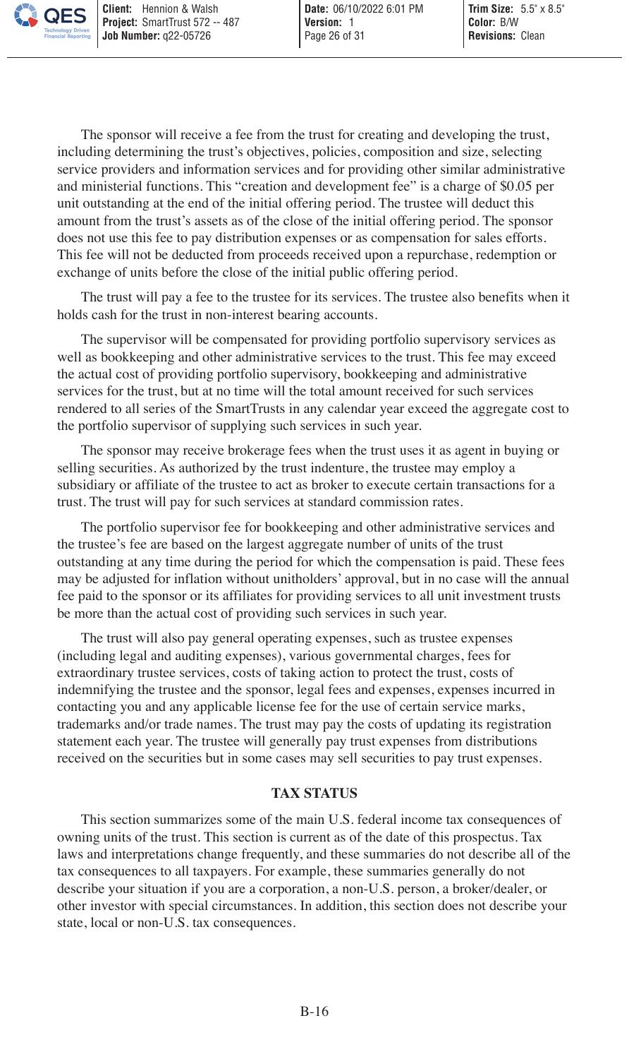The sponsor will receive a fee from the trust for creating and developing the trust, including determining the trust's objectives, policies, composition and size, selecting service providers and information services and for providing other similar administrative and ministerial functions. This "creation and development fee" is a charge of $0.05 per unit outstanding at the end of the initial offering period. The trustee will deduct this amount from the trust's assets as of the close of the initial offering period. The sponsor does not use this fee to pay distribution expenses or as compensation for sales efforts. This fee will not be deducted from proceeds received upon a repurchase, redemption or exchange of units before the close of the initial public offering period.

The trust will pay a fee to the trustee for its services. The trustee also benefits when it holds cash for the trust in non-interest bearing accounts.

The supervisor will be compensated for providing portfolio supervisory services as well as bookkeeping and other administrative services to the trust. This fee may exceed the actual cost of providing portfolio supervisory, bookkeeping and administrative services for the trust, but at no time will the total amount received for such services rendered to all series of the SmartTrusts in any calendar year exceed the aggregate cost to the portfolio supervisor of supplying such services in such year.

The sponsor may receive brokerage fees when the trust uses it as agent in buying or selling securities. As authorized by the trust indenture, the trustee may employ a subsidiary or affiliate of the trustee to act as broker to execute certain transactions for a trust. The trust will pay for such services at standard commission rates.

The portfolio supervisor fee for bookkeeping and other administrative services and the trustee's fee are based on the largest aggregate number of units of the trust outstanding at any time during the period for which the compensation is paid. These fees may be adjusted for inflation without unitholders' approval, but in no case will the annual fee paid to the sponsor or its affiliates for providing services to all unit investment trusts be more than the actual cost of providing such services in such year.

The trust will also pay general operating expenses, such as trustee expenses (including legal and auditing expenses), various governmental charges, fees for extraordinary trustee services, costs of taking action to protect the trust, costs of indemnifying the trustee and the sponsor, legal fees and expenses, expenses incurred in contacting you and any applicable license fee for the use of certain service marks, trademarks and/or trade names. The trust may pay the costs of updating its registration statement each year. The trustee will generally pay trust expenses from distributions received on the securities but in some cases may sell securities to pay trust expenses.

## TAX STATUS

This section summarizes some of the main U.S. federal income tax consequences of owning units of the trust. This section is current as of the date of this prospectus. Tax laws and interpretations change frequently, and these summaries do not describe all of the tax consequences to all taxpayers. For example, these summaries generally do not describe your situation if you are a corporation, a non-U.S. person, a broker/dealer, or other investor with special circumstances. In addition, this section does not describe your state, local or non-U.S. tax consequences.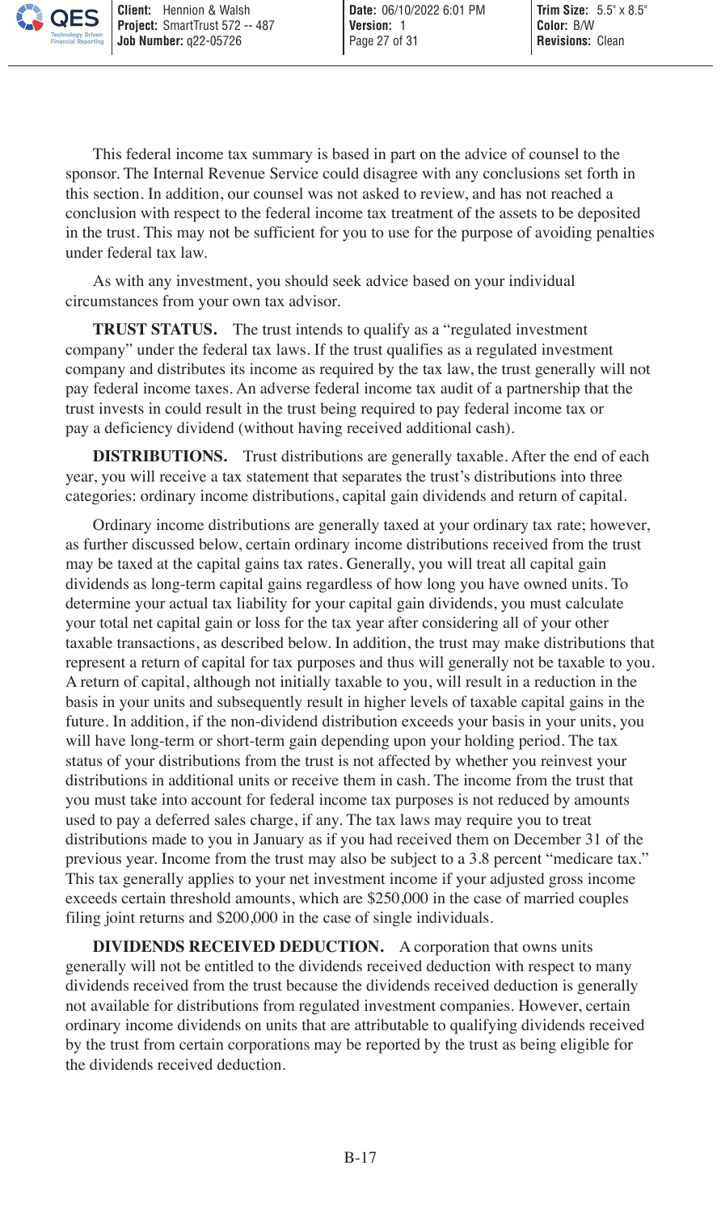This federal income tax summary is based in part on the advice of counsel to the sponsor. The Internal Revenue Service could disagree with any conclusions set forth in this section. In addition, our counsel was not asked to review, and has not reached a conclusion with respect to the federal income tax treatment of the assets to be deposited in the trust. This may not be sufficient for you to use for the purpose of avoiding penalties under federal tax law.

As with any investment, you should seek advice based on your individual circumstances from your own tax advisor.

**TRUST STATUS.** The trust intends to qualify as a "regulated investment company" under the federal tax laws. If the trust qualifies as a regulated investment company and distributes its income as required by the tax law, the trust generally will not pay federal income taxes. An adverse federal income tax audit of a partnership that the trust invests in could result in the trust being required to pay federal income tax or pay a deficiency dividend (without having received additional cash).

**DISTRIBUTIONS.** Trust distributions are generally taxable. After the end of each year, you will receive a tax statement that separates the trust's distributions into three categories: ordinary income distributions, capital gain dividends and return of capital.

Ordinary income distributions are generally taxed at your ordinary tax rate; however, as further discussed below, certain ordinary income distributions received from the trust may be taxed at the capital gains tax rates. Generally, you will treat all capital gain dividends as long-term capital gains regardless of how long you have owned units. To determine your actual tax liability for your capital gain dividends, you must calculate your total net capital gain or loss for the tax year after considering all of your other taxable transactions, as described below. In addition, the trust may make distributions that represent a return of capital for tax purposes and thus will generally not be taxable to you. A return of capital, although not initially taxable to you, will result in a reduction in the basis in your units and subsequently result in higher levels of taxable capital gains in the future. In addition, if the non-dividend distribution exceeds your basis in your units, you will have long-term or short-term gain depending upon your holding period. The tax status of your distributions from the trust is not affected by whether you reinvest your distributions in additional units or receive them in cash. The income from the trust that you must take into account for federal income tax purposes is not reduced by amounts used to pay a deferred sales charge, if any. The tax laws may require you to treat distributions made to you in January as if you had received them on December 31 of the previous year. Income from the trust may also be subject to a 3.8 percent "medicare tax." This tax generally applies to your net investment income if your adjusted gross income exceeds certain threshold amounts, which are $250,000 in the case of married couples filing joint returns and $200,000 in the case of single individuals.

**DIVIDENDS RECEIVED DEDUCTION.** A corporation that owns units generally will not be entitled to the dividends received deduction with respect to many dividends received from the trust because the dividends received deduction is generally not available for distributions from regulated investment companies. However, certain ordinary income dividends on units that are attributable to qualifying dividends received by the trust from certain corporations may be reported by the trust as being eligible for the dividends received deduction.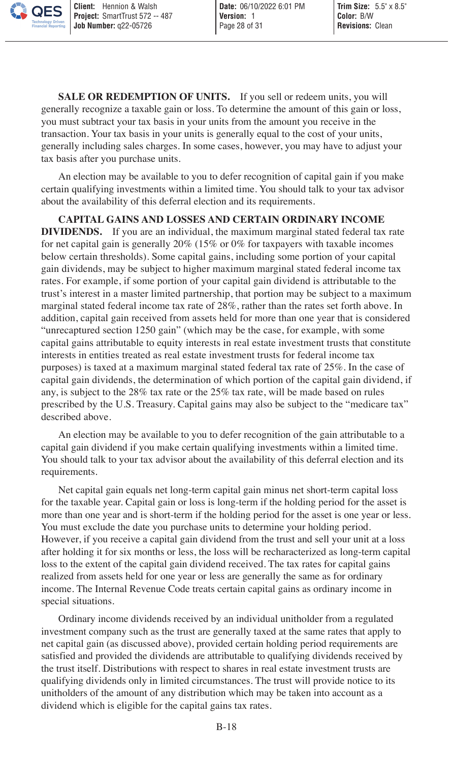**SALE OR REDEMPTION OF UNITS.** If you sell or redeem units, you will generally recognize a taxable gain or loss. To determine the amount of this gain or loss, you must subtract your tax basis in your units from the amount you receive in the transaction. Your tax basis in your units is generally equal to the cost of your units, generally including sales charges. In some cases, however, you may have to adjust your tax basis after you purchase units.

An election may be available to you to defer recognition of capital gain if you make certain qualifying investments within a limited time. You should talk to your tax advisor about the availability of this deferral election and its requirements.

**CAPITAL GAINS AND LOSSES AND CERTAIN ORDINARY INCOME DIVIDENDS.** If you are an individual, the maximum marginal stated federal tax rate for net capital gain is generally 20% (15% or 0% for taxpayers with taxable incomes below certain thresholds). Some capital gains, including some portion of your capital gain dividends, may be subject to higher maximum marginal stated federal income tax rates. For example, if some portion of your capital gain dividend is attributable to the trust's interest in a master limited partnership, that portion may be subject to a maximum marginal stated federal income tax rate of 28%, rather than the rates set forth above. In addition, capital gain received from assets held for more than one year that is considered "unrecaptured section 1250 gain" (which may be the case, for example, with some capital gains attributable to equity interests in real estate investment trusts that constitute interests in entities treated as real estate investment trusts for federal income tax purposes) is taxed at a maximum marginal stated federal tax rate of 25%. In the case of capital gain dividends, the determination of which portion of the capital gain dividend, if any, is subject to the 28% tax rate or the 25% tax rate, will be made based on rules prescribed by the U.S. Treasury. Capital gains may also be subject to the "medicare tax" described above.

An election may be available to you to defer recognition of the gain attributable to a capital gain dividend if you make certain qualifying investments within a limited time. You should talk to your tax advisor about the availability of this deferral election and its requirements.

Net capital gain equals net long-term capital gain minus net short-term capital loss for the taxable year. Capital gain or loss is long-term if the holding period for the asset is more than one year and is short-term if the holding period for the asset is one year or less. You must exclude the date you purchase units to determine your holding period. However, if you receive a capital gain dividend from the trust and sell your unit at a loss after holding it for six months or less, the loss will be recharacterized as long-term capital loss to the extent of the capital gain dividend received. The tax rates for capital gains realized from assets held for one year or less are generally the same as for ordinary income. The Internal Revenue Code treats certain capital gains as ordinary income in special situations.

Ordinary income dividends received by an individual unitholder from a regulated investment company such as the trust are generally taxed at the same rates that apply to net capital gain (as discussed above), provided certain holding period requirements are satisfied and provided the dividends are attributable to qualifying dividends received by the trust itself. Distributions with respect to shares in real estate investment trusts are qualifying dividends only in limited circumstances. The trust will provide notice to its unitholders of the amount of any distribution which may be taken into account as a dividend which is eligible for the capital gains tax rates.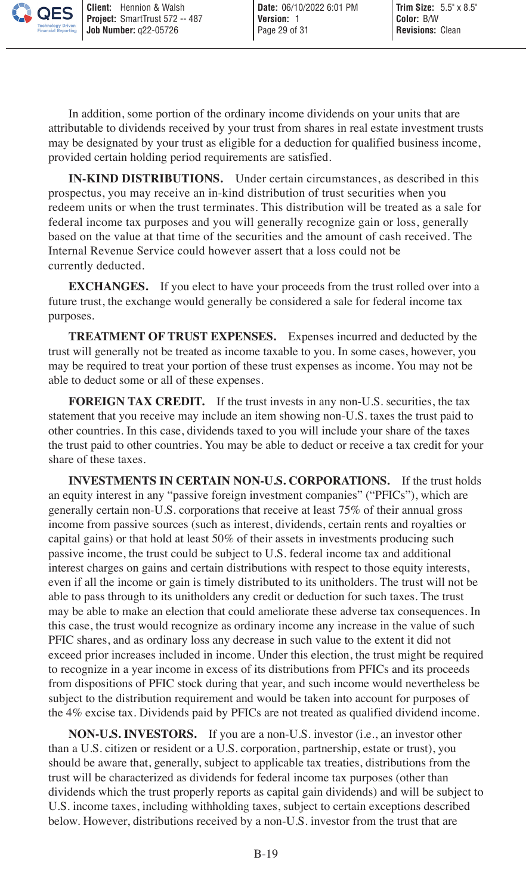In addition, some portion of the ordinary income dividends on your units that are attributable to dividends received by your trust from shares in real estate investment trusts may be designated by your trust as eligible for a deduction for qualified business income, provided certain holding period requirements are satisfied.

**IN-KIND DISTRIBUTIONS.** Under certain circumstances, as described in this prospectus, you may receive an in-kind distribution of trust securities when you redeem units or when the trust terminates. This distribution will be treated as a sale for federal income tax purposes and you will generally recognize gain or loss, generally based on the value at that time of the securities and the amount of cash received. The Internal Revenue Service could however assert that a loss could not be currently deducted.

**EXCHANGES.** If you elect to have your proceeds from the trust rolled over into a future trust, the exchange would generally be considered a sale for federal income tax purposes.

**TREATMENT OF TRUST EXPENSES.** Expenses incurred and deducted by the trust will generally not be treated as income taxable to you. In some cases, however, you may be required to treat your portion of these trust expenses as income. You may not be able to deduct some or all of these expenses.

**FOREIGN TAX CREDIT.** If the trust invests in any non-U.S. securities, the tax statement that you receive may include an item showing non-U.S. taxes the trust paid to other countries. In this case, dividends taxed to you will include your share of the taxes the trust paid to other countries. You may be able to deduct or receive a tax credit for your share of these taxes.

**INVESTMENTS IN CERTAIN NON-U.S. CORPORATIONS.** If the trust holds an equity interest in any "passive foreign investment companies" ("PFICs"), which are generally certain non-U.S. corporations that receive at least 75% of their annual gross income from passive sources (such as interest, dividends, certain rents and royalties or capital gains) or that hold at least 50% of their assets in investments producing such passive income, the trust could be subject to U.S. federal income tax and additional interest charges on gains and certain distributions with respect to those equity interests, even if all the income or gain is timely distributed to its unitholders. The trust will not be able to pass through to its unitholders any credit or deduction for such taxes. The trust may be able to make an election that could ameliorate these adverse tax consequences. In this case, the trust would recognize as ordinary income any increase in the value of such PFIC shares, and as ordinary loss any decrease in such value to the extent it did not exceed prior increases included in income. Under this election, the trust might be required to recognize in a year income in excess of its distributions from PFICs and its proceeds from dispositions of PFIC stock during that year, and such income would nevertheless be subject to the distribution requirement and would be taken into account for purposes of the 4% excise tax. Dividends paid by PFICs are not treated as qualified dividend income.

**NON-U.S. INVESTORS.** If you are a non-U.S. investor (i.e., an investor other than a U.S. citizen or resident or a U.S. corporation, partnership, estate or trust), you should be aware that, generally, subject to applicable tax treaties, distributions from the trust will be characterized as dividends for federal income tax purposes (other than dividends which the trust properly reports as capital gain dividends) and will be subject to U.S. income taxes, including withholding taxes, subject to certain exceptions described below. However, distributions received by a non-U.S. investor from the trust that are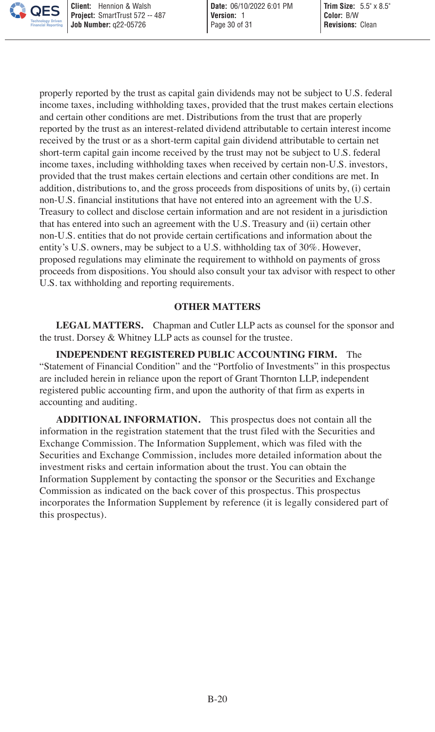properly reported by the trust as capital gain dividends may not be subject to U.S. federal income taxes, including withholding taxes, provided that the trust makes certain elections and certain other conditions are met. Distributions from the trust that are properly reported by the trust as an interest-related dividend attributable to certain interest income received by the trust or as a short-term capital gain dividend attributable to certain net short-term capital gain income received by the trust may not be subject to U.S. federal income taxes, including withholding taxes when received by certain non-U.S. investors, provided that the trust makes certain elections and certain other conditions are met. In addition, distributions to, and the gross proceeds from dispositions of units by, (i) certain non-U.S. financial institutions that have not entered into an agreement with the U.S. Treasury to collect and disclose certain information and are not resident in a jurisdiction that has entered into such an agreement with the U.S. Treasury and (ii) certain other non-U.S. entities that do not provide certain certifications and information about the entity's U.S. owners, may be subject to a U.S. withholding tax of 30%. However, proposed regulations may eliminate the requirement to withhold on payments of gross proceeds from dispositions. You should also consult your tax advisor with respect to other U.S. tax withholding and reporting requirements.

## OTHER MATTERS

**LEGAL MATTERS.** Chapman and Cutler LLP acts as counsel for the sponsor and the trust. Dorsey & Whitney LLP acts as counsel for the trustee.

**INDEPENDENT REGISTERED PUBLIC ACCOUNTING FIRM.** The "Statement of Financial Condition" and the "Portfolio of Investments" in this prospectus are included herein in reliance upon the report of Grant Thornton LLP, independent registered public accounting firm, and upon the authority of that firm as experts in accounting and auditing.

**ADDITIONAL INFORMATION.** This prospectus does not contain all the information in the registration statement that the trust filed with the Securities and Exchange Commission. The Information Supplement, which was filed with the Securities and Exchange Commission, includes more detailed information about the investment risks and certain information about the trust. You can obtain the Information Supplement by contacting the sponsor or the Securities and Exchange Commission as indicated on the back cover of this prospectus. This prospectus incorporates the Information Supplement by reference (it is legally considered part of this prospectus).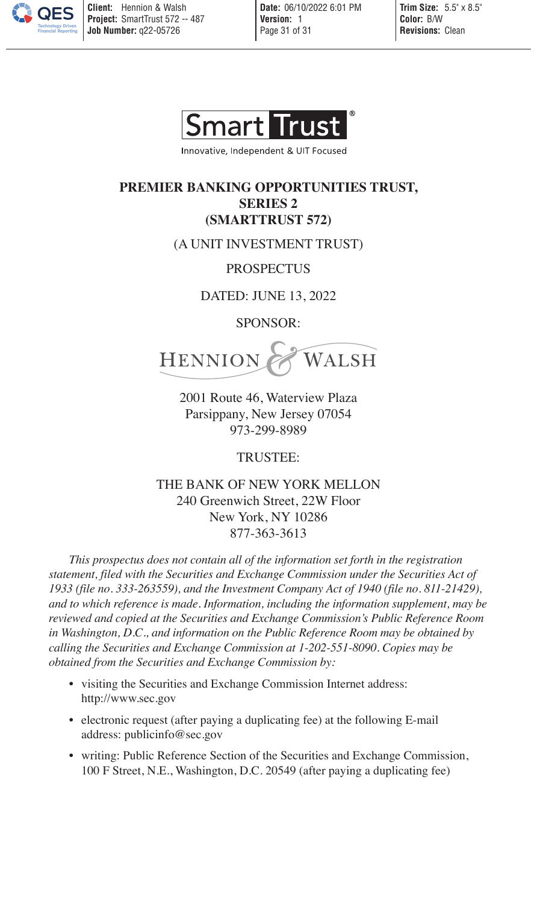Smart Trust®

Innovative, Independent & UIT Focused

# PREMIER BANKING OPPORTUNITIES TRUST, SERIES 2 (SMARTTRUST 572)

(A UNIT INVESTMENT TRUST)

PROSPECTUS

DATED: JUNE 13, 2022

SPONSOR:

HENNION & WALSH

2001 Route 46, Waterview Plaza
Parsippany, New Jersey 07054
973-299-8989

TRUSTEE:

THE BANK OF NEW YORK MELLON
240 Greenwich Street, 22W Floor
New York, NY 10286
877-363-3613

*This prospectus does not contain all of the information set forth in the registration statement, filed with the Securities and Exchange Commission under the Securities Act of 1933 (file no. 333-263559), and the Investment Company Act of 1940 (file no. 811-21429), and to which reference is made. Information, including the information supplement, may be reviewed and copied at the Securities and Exchange Commission's Public Reference Room in Washington, D.C., and information on the Public Reference Room may be obtained by calling the Securities and Exchange Commission at 1-202-551-8090. Copies may be obtained from the Securities and Exchange Commission by:*

- visiting the Securities and Exchange Commission Internet address: http://www.sec.gov
- electronic request (after paying a duplicating fee) at the following E-mail address: publicinfo@sec.gov
- writing: Public Reference Section of the Securities and Exchange Commission, 100 F Street, N.E., Washington, D.C. 20549 (after paying a duplicating fee)